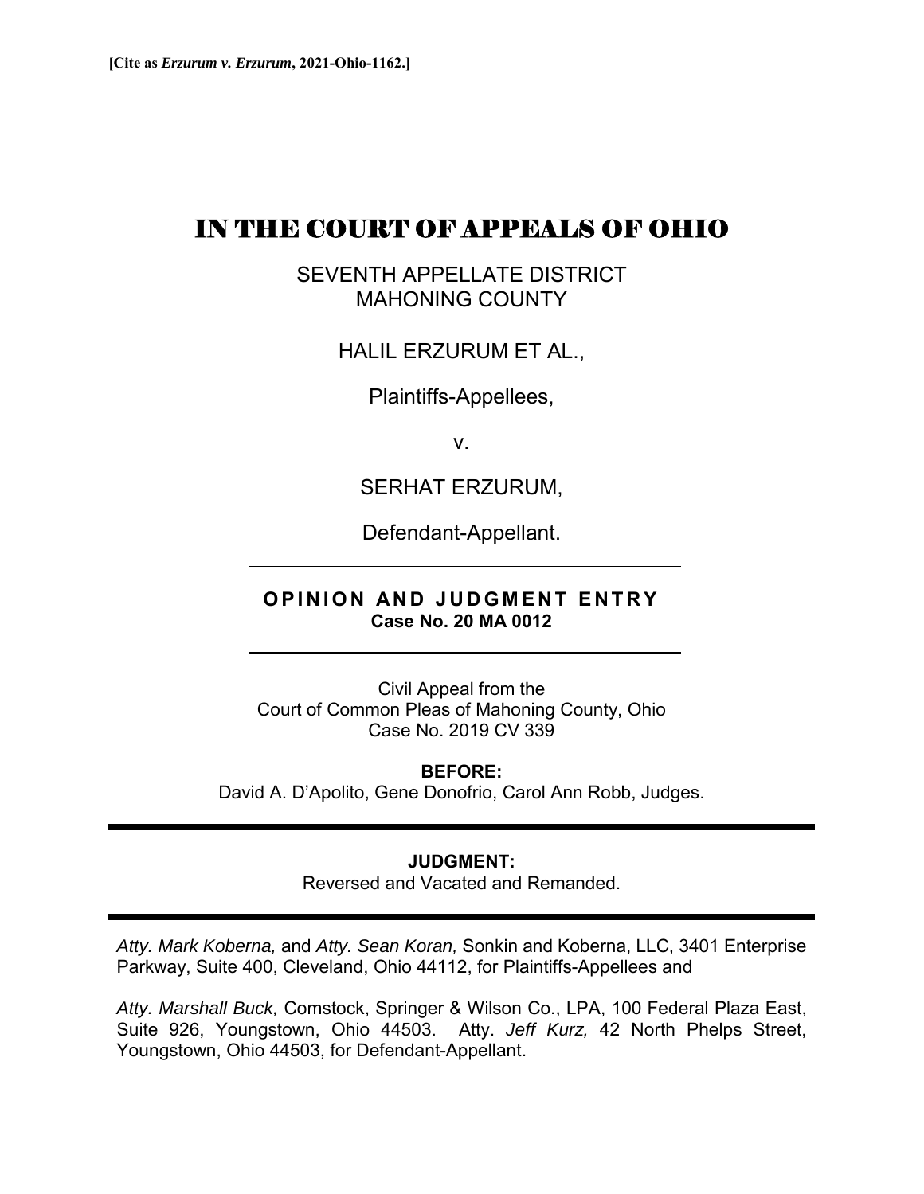**[Cite as *Erzurum v. Erzurum*, 2021-Ohio-1162.]**

# IN THE COURT OF APPEALS OF OHIO

SEVENTH APPELLATE DISTRICT
MAHONING COUNTY

HALIL ERZURUM ET AL.,

Plaintiffs-Appellees,

v.

SERHAT ERZURUM,

Defendant-Appellant.

---

**OPINION AND JUDGMENT ENTRY**
**Case No. 20 MA 0012**

---

Civil Appeal from the
Court of Common Pleas of Mahoning County, Ohio
Case No. 2019 CV 339

**BEFORE:**
David A. D'Apolito, Gene Donofrio, Carol Ann Robb, Judges.

---

**JUDGMENT:**
Reversed and Vacated and Remanded.

---

*Atty. Mark Koberna,* and *Atty. Sean Koran,* Sonkin and Koberna, LLC, 3401 Enterprise Parkway, Suite 400, Cleveland, Ohio 44112, for Plaintiffs-Appellees and

*Atty. Marshall Buck,* Comstock, Springer & Wilson Co., LPA, 100 Federal Plaza East, Suite 926, Youngstown, Ohio 44503. Atty. *Jeff Kurz,* 42 North Phelps Street, Youngstown, Ohio 44503, for Defendant-Appellant.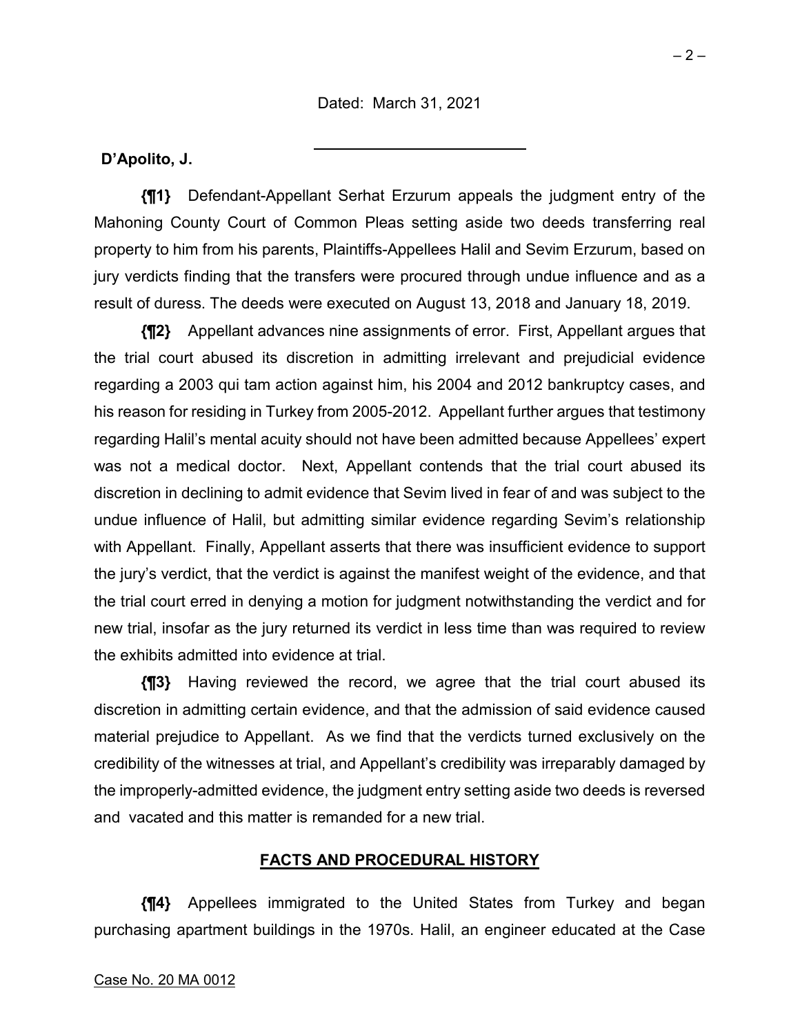Dated: March 31, 2021

---

**D'Apolito, J.**

**{¶1}** Defendant-Appellant Serhat Erzurum appeals the judgment entry of the Mahoning County Court of Common Pleas setting aside two deeds transferring real property to him from his parents, Plaintiffs-Appellees Halil and Sevim Erzurum, based on jury verdicts finding that the transfers were procured through undue influence and as a result of duress. The deeds were executed on August 13, 2018 and January 18, 2019.

**{¶2}** Appellant advances nine assignments of error. First, Appellant argues that the trial court abused its discretion in admitting irrelevant and prejudicial evidence regarding a 2003 qui tam action against him, his 2004 and 2012 bankruptcy cases, and his reason for residing in Turkey from 2005-2012. Appellant further argues that testimony regarding Halil's mental acuity should not have been admitted because Appellees' expert was not a medical doctor. Next, Appellant contends that the trial court abused its discretion in declining to admit evidence that Sevim lived in fear of and was subject to the undue influence of Halil, but admitting similar evidence regarding Sevim's relationship with Appellant. Finally, Appellant asserts that there was insufficient evidence to support the jury's verdict, that the verdict is against the manifest weight of the evidence, and that the trial court erred in denying a motion for judgment notwithstanding the verdict and for new trial, insofar as the jury returned its verdict in less time than was required to review the exhibits admitted into evidence at trial.

**{¶3}** Having reviewed the record, we agree that the trial court abused its discretion in admitting certain evidence, and that the admission of said evidence caused material prejudice to Appellant. As we find that the verdicts turned exclusively on the credibility of the witnesses at trial, and Appellant's credibility was irreparably damaged by the improperly-admitted evidence, the judgment entry setting aside two deeds is reversed and vacated and this matter is remanded for a new trial.

## FACTS AND PROCEDURAL HISTORY

**{¶4}** Appellees immigrated to the United States from Turkey and began purchasing apartment buildings in the 1970s. Halil, an engineer educated at the Case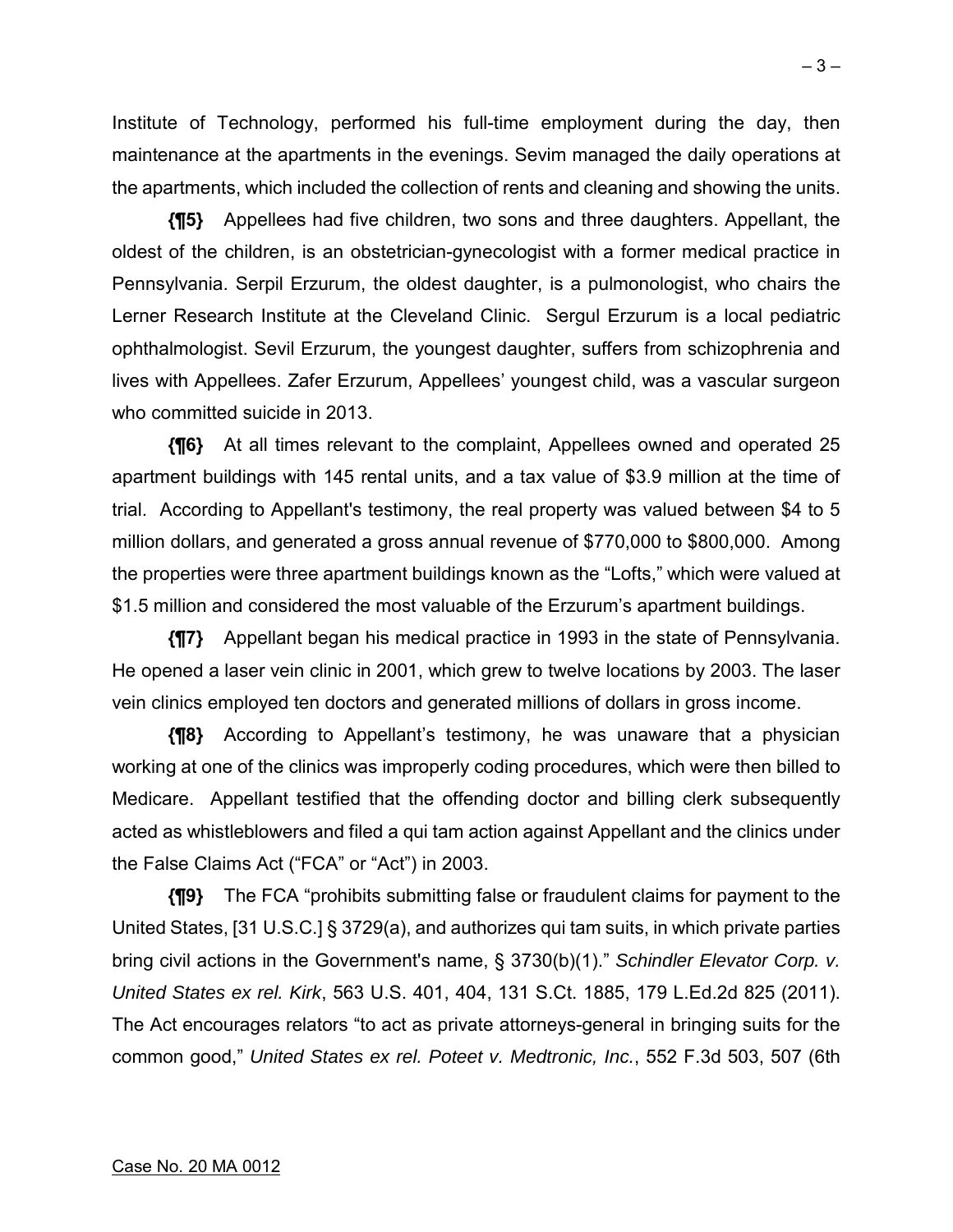Institute of Technology, performed his full-time employment during the day, then maintenance at the apartments in the evenings. Sevim managed the daily operations at the apartments, which included the collection of rents and cleaning and showing the units.

**{¶5}** Appellees had five children, two sons and three daughters. Appellant, the oldest of the children, is an obstetrician-gynecologist with a former medical practice in Pennsylvania. Serpil Erzurum, the oldest daughter, is a pulmonologist, who chairs the Lerner Research Institute at the Cleveland Clinic. Sergul Erzurum is a local pediatric ophthalmologist. Sevil Erzurum, the youngest daughter, suffers from schizophrenia and lives with Appellees. Zafer Erzurum, Appellees' youngest child, was a vascular surgeon who committed suicide in 2013.

**{¶6}** At all times relevant to the complaint, Appellees owned and operated 25 apartment buildings with 145 rental units, and a tax value of $3.9 million at the time of trial. According to Appellant's testimony, the real property was valued between $4 to 5 million dollars, and generated a gross annual revenue of $770,000 to $800,000. Among the properties were three apartment buildings known as the "Lofts," which were valued at $1.5 million and considered the most valuable of the Erzurum's apartment buildings.

**{¶7}** Appellant began his medical practice in 1993 in the state of Pennsylvania. He opened a laser vein clinic in 2001, which grew to twelve locations by 2003. The laser vein clinics employed ten doctors and generated millions of dollars in gross income.

**{¶8}** According to Appellant's testimony, he was unaware that a physician working at one of the clinics was improperly coding procedures, which were then billed to Medicare. Appellant testified that the offending doctor and billing clerk subsequently acted as whistleblowers and filed a qui tam action against Appellant and the clinics under the False Claims Act ("FCA" or "Act") in 2003.

**{¶9}** The FCA "prohibits submitting false or fraudulent claims for payment to the United States, [31 U.S.C.] § 3729(a), and authorizes qui tam suits, in which private parties bring civil actions in the Government's name, § 3730(b)(1)." *Schindler Elevator Corp. v. United States ex rel. Kirk*, 563 U.S. 401, 404, 131 S.Ct. 1885, 179 L.Ed.2d 825 (2011). The Act encourages relators "to act as private attorneys-general in bringing suits for the common good," *United States ex rel. Poteet v. Medtronic, Inc.*, 552 F.3d 503, 507 (6th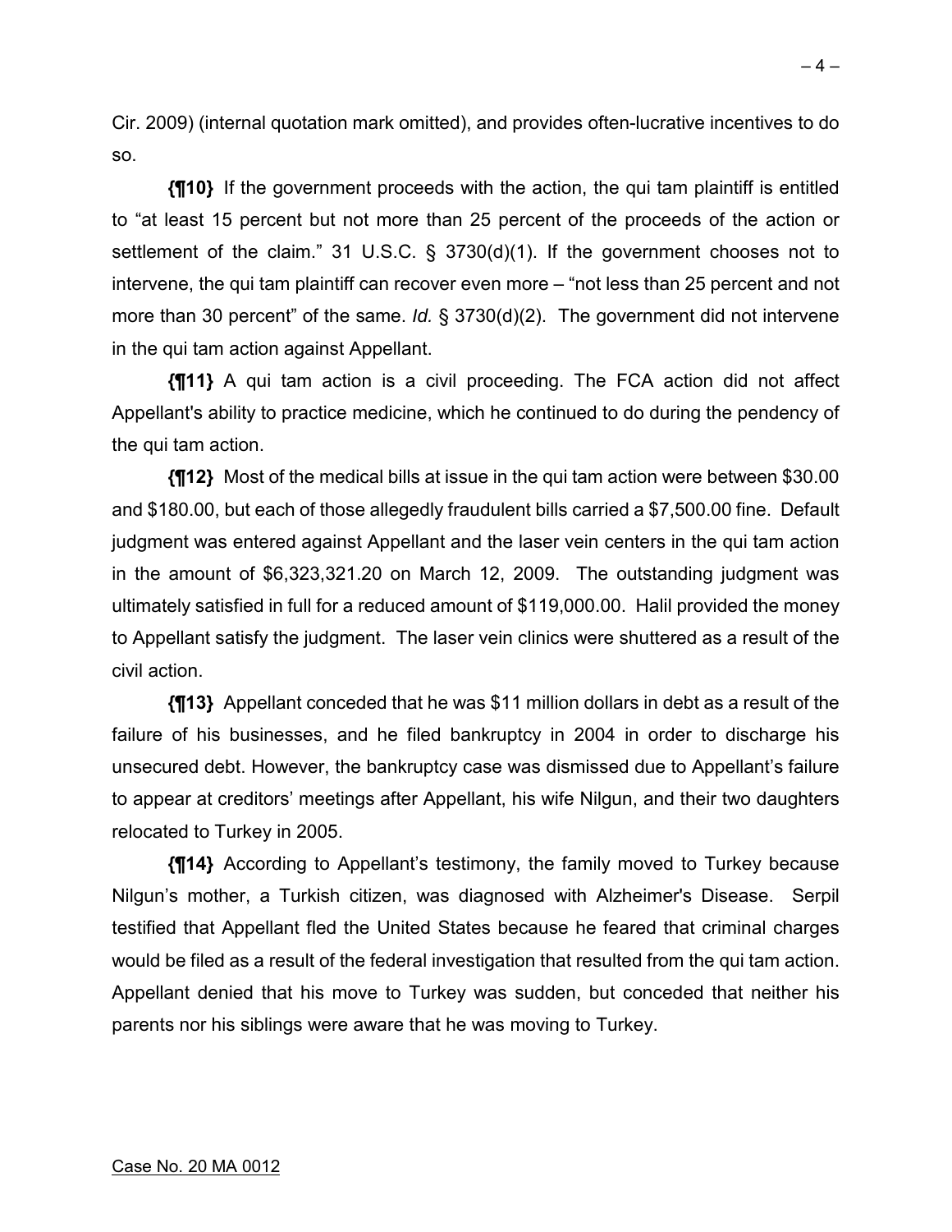Cir. 2009) (internal quotation mark omitted), and provides often-lucrative incentives to do so.

**{¶10}** If the government proceeds with the action, the qui tam plaintiff is entitled to "at least 15 percent but not more than 25 percent of the proceeds of the action or settlement of the claim." 31 U.S.C. § 3730(d)(1). If the government chooses not to intervene, the qui tam plaintiff can recover even more – "not less than 25 percent and not more than 30 percent" of the same. *Id.* § 3730(d)(2). The government did not intervene in the qui tam action against Appellant.

**{¶11}** A qui tam action is a civil proceeding. The FCA action did not affect Appellant's ability to practice medicine, which he continued to do during the pendency of the qui tam action.

**{¶12}** Most of the medical bills at issue in the qui tam action were between $30.00 and $180.00, but each of those allegedly fraudulent bills carried a $7,500.00 fine. Default judgment was entered against Appellant and the laser vein centers in the qui tam action in the amount of $6,323,321.20 on March 12, 2009. The outstanding judgment was ultimately satisfied in full for a reduced amount of $119,000.00. Halil provided the money to Appellant satisfy the judgment. The laser vein clinics were shuttered as a result of the civil action.

**{¶13}** Appellant conceded that he was $11 million dollars in debt as a result of the failure of his businesses, and he filed bankruptcy in 2004 in order to discharge his unsecured debt. However, the bankruptcy case was dismissed due to Appellant's failure to appear at creditors' meetings after Appellant, his wife Nilgun, and their two daughters relocated to Turkey in 2005.

**{¶14}** According to Appellant's testimony, the family moved to Turkey because Nilgun's mother, a Turkish citizen, was diagnosed with Alzheimer's Disease. Serpil testified that Appellant fled the United States because he feared that criminal charges would be filed as a result of the federal investigation that resulted from the qui tam action. Appellant denied that his move to Turkey was sudden, but conceded that neither his parents nor his siblings were aware that he was moving to Turkey.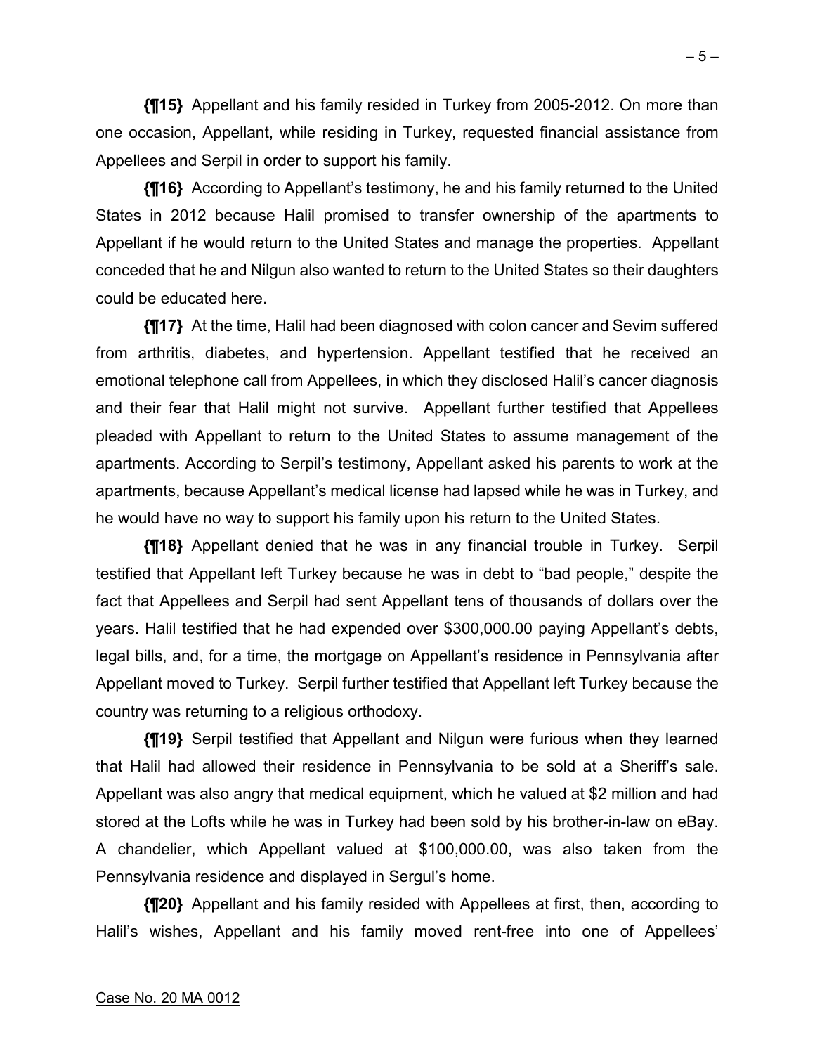**{¶15}** Appellant and his family resided in Turkey from 2005-2012. On more than one occasion, Appellant, while residing in Turkey, requested financial assistance from Appellees and Serpil in order to support his family.

**{¶16}** According to Appellant's testimony, he and his family returned to the United States in 2012 because Halil promised to transfer ownership of the apartments to Appellant if he would return to the United States and manage the properties. Appellant conceded that he and Nilgun also wanted to return to the United States so their daughters could be educated here.

**{¶17}** At the time, Halil had been diagnosed with colon cancer and Sevim suffered from arthritis, diabetes, and hypertension. Appellant testified that he received an emotional telephone call from Appellees, in which they disclosed Halil's cancer diagnosis and their fear that Halil might not survive. Appellant further testified that Appellees pleaded with Appellant to return to the United States to assume management of the apartments. According to Serpil's testimony, Appellant asked his parents to work at the apartments, because Appellant's medical license had lapsed while he was in Turkey, and he would have no way to support his family upon his return to the United States.

**{¶18}** Appellant denied that he was in any financial trouble in Turkey. Serpil testified that Appellant left Turkey because he was in debt to "bad people," despite the fact that Appellees and Serpil had sent Appellant tens of thousands of dollars over the years. Halil testified that he had expended over $300,000.00 paying Appellant's debts, legal bills, and, for a time, the mortgage on Appellant's residence in Pennsylvania after Appellant moved to Turkey. Serpil further testified that Appellant left Turkey because the country was returning to a religious orthodoxy.

**{¶19}** Serpil testified that Appellant and Nilgun were furious when they learned that Halil had allowed their residence in Pennsylvania to be sold at a Sheriff's sale. Appellant was also angry that medical equipment, which he valued at $2 million and had stored at the Lofts while he was in Turkey had been sold by his brother-in-law on eBay. A chandelier, which Appellant valued at $100,000.00, was also taken from the Pennsylvania residence and displayed in Sergul's home.

**{¶20}** Appellant and his family resided with Appellees at first, then, according to Halil's wishes, Appellant and his family moved rent-free into one of Appellees'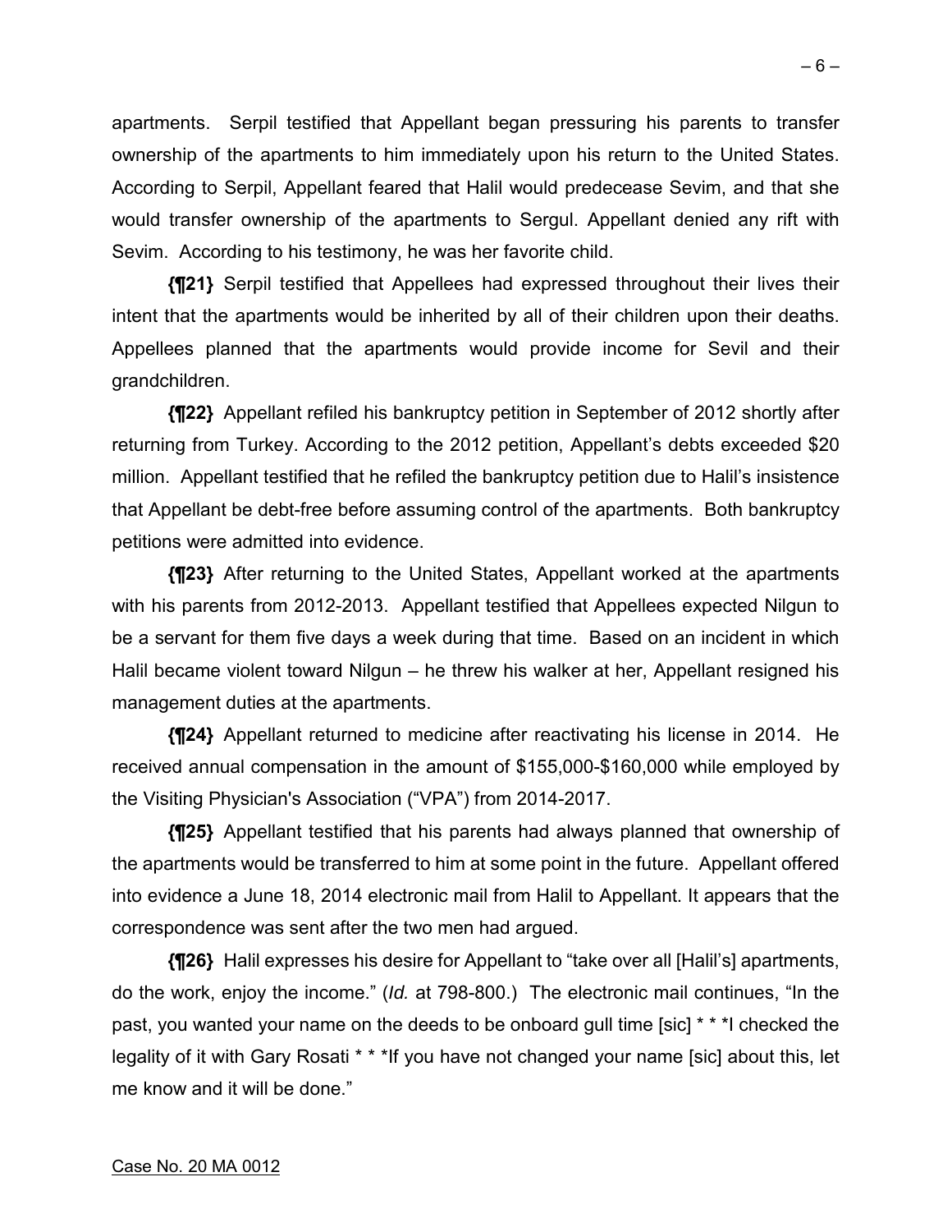apartments. Serpil testified that Appellant began pressuring his parents to transfer ownership of the apartments to him immediately upon his return to the United States. According to Serpil, Appellant feared that Halil would predecease Sevim, and that she would transfer ownership of the apartments to Sergul. Appellant denied any rift with Sevim. According to his testimony, he was her favorite child.

**{¶21}** Serpil testified that Appellees had expressed throughout their lives their intent that the apartments would be inherited by all of their children upon their deaths. Appellees planned that the apartments would provide income for Sevil and their grandchildren.

**{¶22}** Appellant refiled his bankruptcy petition in September of 2012 shortly after returning from Turkey. According to the 2012 petition, Appellant's debts exceeded $20 million. Appellant testified that he refiled the bankruptcy petition due to Halil's insistence that Appellant be debt-free before assuming control of the apartments. Both bankruptcy petitions were admitted into evidence.

**{¶23}** After returning to the United States, Appellant worked at the apartments with his parents from 2012-2013. Appellant testified that Appellees expected Nilgun to be a servant for them five days a week during that time. Based on an incident in which Halil became violent toward Nilgun – he threw his walker at her, Appellant resigned his management duties at the apartments.

**{¶24}** Appellant returned to medicine after reactivating his license in 2014. He received annual compensation in the amount of $155,000-$160,000 while employed by the Visiting Physician's Association ("VPA") from 2014-2017.

**{¶25}** Appellant testified that his parents had always planned that ownership of the apartments would be transferred to him at some point in the future. Appellant offered into evidence a June 18, 2014 electronic mail from Halil to Appellant. It appears that the correspondence was sent after the two men had argued.

**{¶26}** Halil expresses his desire for Appellant to "take over all [Halil's] apartments, do the work, enjoy the income." (*Id.* at 798-800.) The electronic mail continues, "In the past, you wanted your name on the deeds to be onboard gull time [sic] * * *I checked the legality of it with Gary Rosati * * *If you have not changed your name [sic] about this, let me know and it will be done."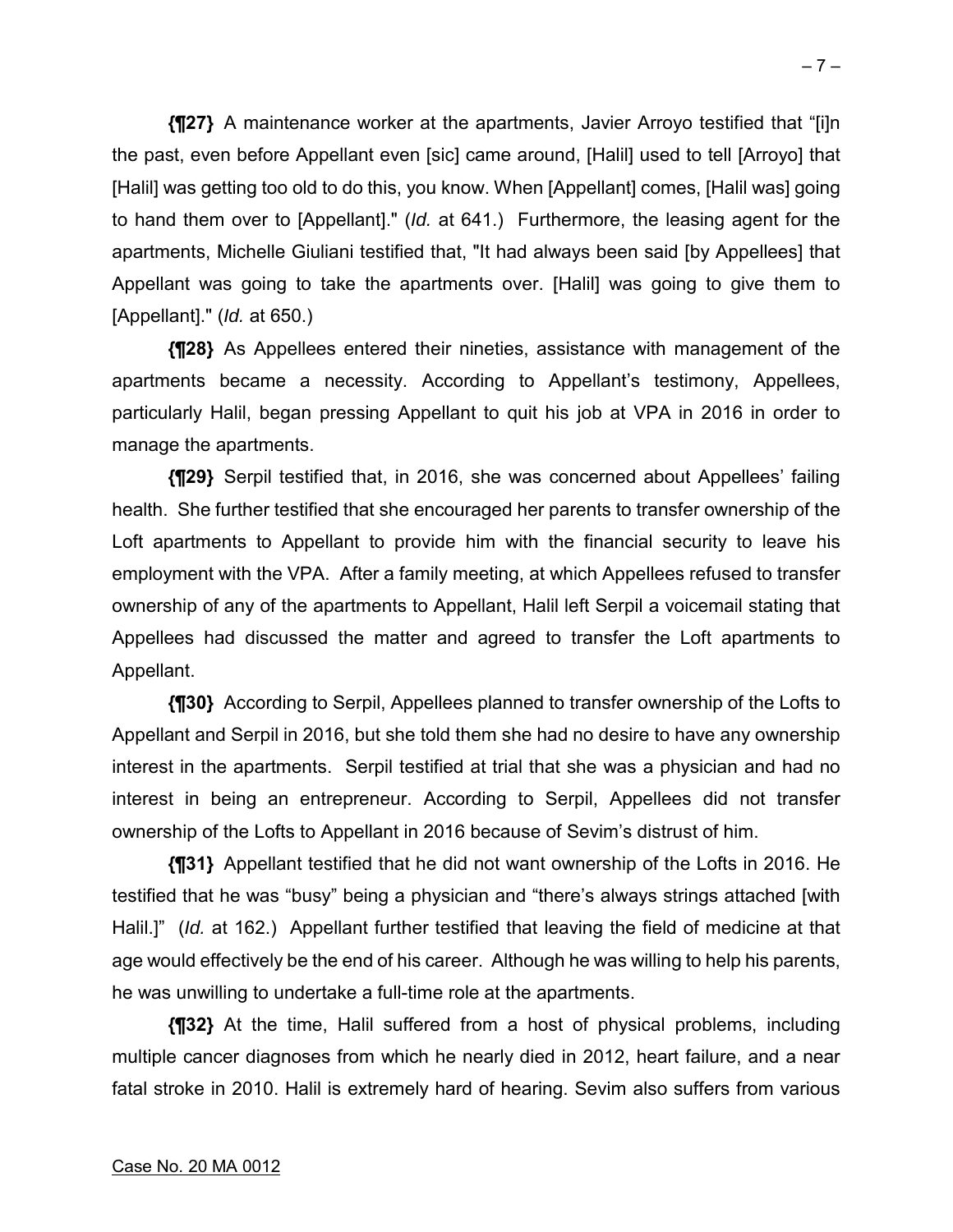**{¶27}** A maintenance worker at the apartments, Javier Arroyo testified that "[i]n the past, even before Appellant even [sic] came around, [Halil] used to tell [Arroyo] that [Halil] was getting too old to do this, you know. When [Appellant] comes, [Halil was] going to hand them over to [Appellant]." (*Id.* at 641.) Furthermore, the leasing agent for the apartments, Michelle Giuliani testified that, "It had always been said [by Appellees] that Appellant was going to take the apartments over. [Halil] was going to give them to [Appellant]." (*Id.* at 650.)

**{¶28}** As Appellees entered their nineties, assistance with management of the apartments became a necessity. According to Appellant's testimony, Appellees, particularly Halil, began pressing Appellant to quit his job at VPA in 2016 in order to manage the apartments.

**{¶29}** Serpil testified that, in 2016, she was concerned about Appellees' failing health. She further testified that she encouraged her parents to transfer ownership of the Loft apartments to Appellant to provide him with the financial security to leave his employment with the VPA. After a family meeting, at which Appellees refused to transfer ownership of any of the apartments to Appellant, Halil left Serpil a voicemail stating that Appellees had discussed the matter and agreed to transfer the Loft apartments to Appellant.

**{¶30}** According to Serpil, Appellees planned to transfer ownership of the Lofts to Appellant and Serpil in 2016, but she told them she had no desire to have any ownership interest in the apartments. Serpil testified at trial that she was a physician and had no interest in being an entrepreneur. According to Serpil, Appellees did not transfer ownership of the Lofts to Appellant in 2016 because of Sevim's distrust of him.

**{¶31}** Appellant testified that he did not want ownership of the Lofts in 2016. He testified that he was "busy" being a physician and "there's always strings attached [with Halil.]" (*Id.* at 162.) Appellant further testified that leaving the field of medicine at that age would effectively be the end of his career. Although he was willing to help his parents, he was unwilling to undertake a full-time role at the apartments.

**{¶32}** At the time, Halil suffered from a host of physical problems, including multiple cancer diagnoses from which he nearly died in 2012, heart failure, and a near fatal stroke in 2010. Halil is extremely hard of hearing. Sevim also suffers from various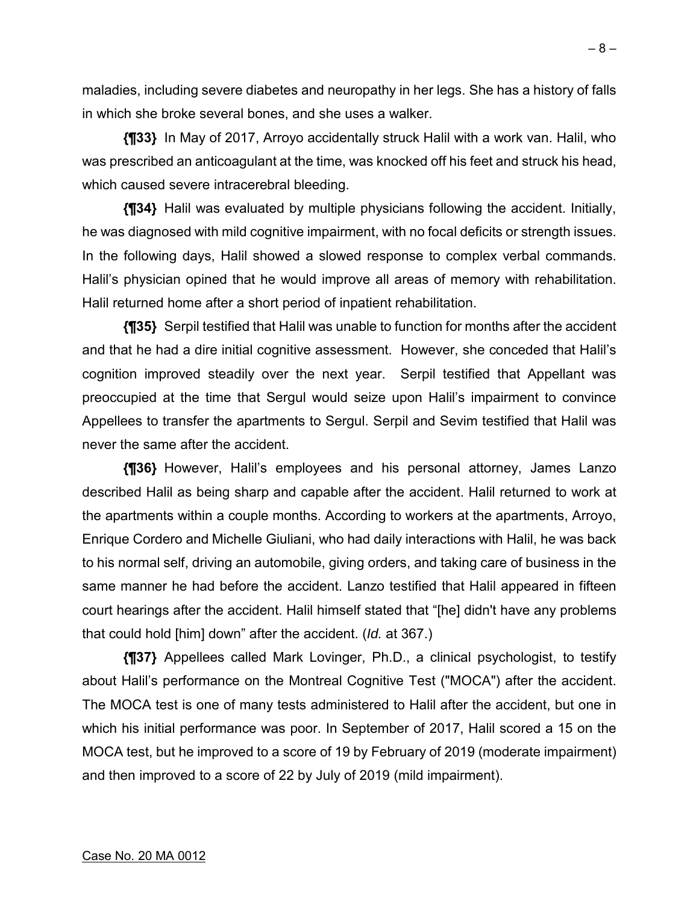maladies, including severe diabetes and neuropathy in her legs. She has a history of falls in which she broke several bones, and she uses a walker.

**{¶33}** In May of 2017, Arroyo accidentally struck Halil with a work van. Halil, who was prescribed an anticoagulant at the time, was knocked off his feet and struck his head, which caused severe intracerebral bleeding.

**{¶34}** Halil was evaluated by multiple physicians following the accident. Initially, he was diagnosed with mild cognitive impairment, with no focal deficits or strength issues. In the following days, Halil showed a slowed response to complex verbal commands. Halil's physician opined that he would improve all areas of memory with rehabilitation. Halil returned home after a short period of inpatient rehabilitation.

**{¶35}** Serpil testified that Halil was unable to function for months after the accident and that he had a dire initial cognitive assessment. However, she conceded that Halil's cognition improved steadily over the next year. Serpil testified that Appellant was preoccupied at the time that Sergul would seize upon Halil's impairment to convince Appellees to transfer the apartments to Sergul. Serpil and Sevim testified that Halil was never the same after the accident.

**{¶36}** However, Halil's employees and his personal attorney, James Lanzo described Halil as being sharp and capable after the accident. Halil returned to work at the apartments within a couple months. According to workers at the apartments, Arroyo, Enrique Cordero and Michelle Giuliani, who had daily interactions with Halil, he was back to his normal self, driving an automobile, giving orders, and taking care of business in the same manner he had before the accident. Lanzo testified that Halil appeared in fifteen court hearings after the accident. Halil himself stated that "[he] didn't have any problems that could hold [him] down" after the accident. (*Id.* at 367.)

**{¶37}** Appellees called Mark Lovinger, Ph.D., a clinical psychologist, to testify about Halil's performance on the Montreal Cognitive Test ("MOCA") after the accident. The MOCA test is one of many tests administered to Halil after the accident, but one in which his initial performance was poor. In September of 2017, Halil scored a 15 on the MOCA test, but he improved to a score of 19 by February of 2019 (moderate impairment) and then improved to a score of 22 by July of 2019 (mild impairment).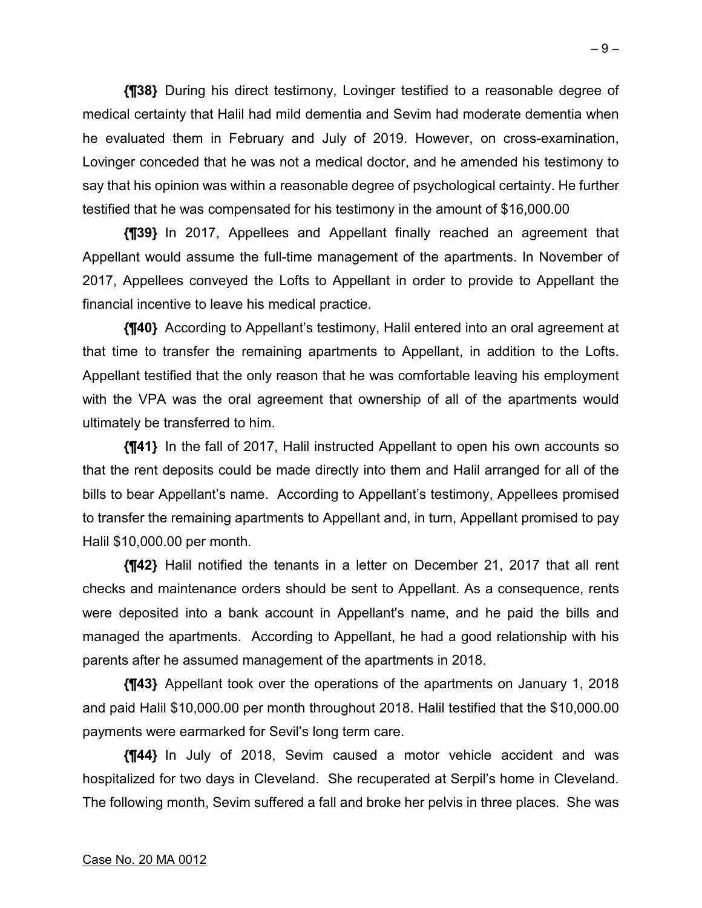**{¶38}** During his direct testimony, Lovinger testified to a reasonable degree of medical certainty that Halil had mild dementia and Sevim had moderate dementia when he evaluated them in February and July of 2019. However, on cross-examination, Lovinger conceded that he was not a medical doctor, and he amended his testimony to say that his opinion was within a reasonable degree of psychological certainty. He further testified that he was compensated for his testimony in the amount of $16,000.00

**{¶39}** In 2017, Appellees and Appellant finally reached an agreement that Appellant would assume the full-time management of the apartments. In November of 2017, Appellees conveyed the Lofts to Appellant in order to provide to Appellant the financial incentive to leave his medical practice.

**{¶40}** According to Appellant's testimony, Halil entered into an oral agreement at that time to transfer the remaining apartments to Appellant, in addition to the Lofts. Appellant testified that the only reason that he was comfortable leaving his employment with the VPA was the oral agreement that ownership of all of the apartments would ultimately be transferred to him.

**{¶41}** In the fall of 2017, Halil instructed Appellant to open his own accounts so that the rent deposits could be made directly into them and Halil arranged for all of the bills to bear Appellant's name. According to Appellant's testimony, Appellees promised to transfer the remaining apartments to Appellant and, in turn, Appellant promised to pay Halil $10,000.00 per month.

**{¶42}** Halil notified the tenants in a letter on December 21, 2017 that all rent checks and maintenance orders should be sent to Appellant. As a consequence, rents were deposited into a bank account in Appellant's name, and he paid the bills and managed the apartments. According to Appellant, he had a good relationship with his parents after he assumed management of the apartments in 2018.

**{¶43}** Appellant took over the operations of the apartments on January 1, 2018 and paid Halil $10,000.00 per month throughout 2018. Halil testified that the $10,000.00 payments were earmarked for Sevil's long term care.

**{¶44}** In July of 2018, Sevim caused a motor vehicle accident and was hospitalized for two days in Cleveland. She recuperated at Serpil's home in Cleveland. The following month, Sevim suffered a fall and broke her pelvis in three places. She was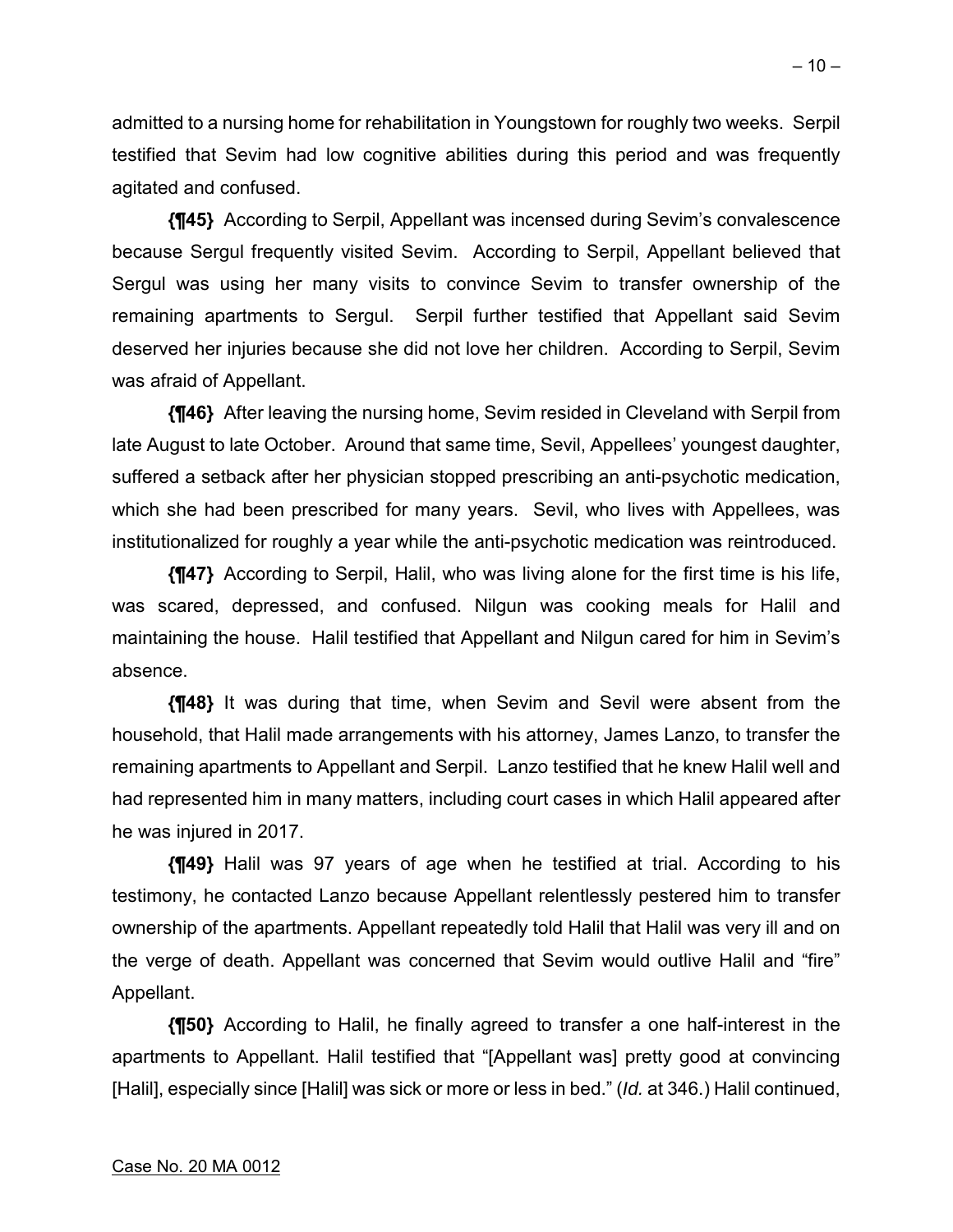admitted to a nursing home for rehabilitation in Youngstown for roughly two weeks. Serpil testified that Sevim had low cognitive abilities during this period and was frequently agitated and confused.

**{¶45}** According to Serpil, Appellant was incensed during Sevim's convalescence because Sergul frequently visited Sevim. According to Serpil, Appellant believed that Sergul was using her many visits to convince Sevim to transfer ownership of the remaining apartments to Sergul. Serpil further testified that Appellant said Sevim deserved her injuries because she did not love her children. According to Serpil, Sevim was afraid of Appellant.

**{¶46}** After leaving the nursing home, Sevim resided in Cleveland with Serpil from late August to late October. Around that same time, Sevil, Appellees' youngest daughter, suffered a setback after her physician stopped prescribing an anti-psychotic medication, which she had been prescribed for many years. Sevil, who lives with Appellees, was institutionalized for roughly a year while the anti-psychotic medication was reintroduced.

**{¶47}** According to Serpil, Halil, who was living alone for the first time is his life, was scared, depressed, and confused. Nilgun was cooking meals for Halil and maintaining the house. Halil testified that Appellant and Nilgun cared for him in Sevim's absence.

**{¶48}** It was during that time, when Sevim and Sevil were absent from the household, that Halil made arrangements with his attorney, James Lanzo, to transfer the remaining apartments to Appellant and Serpil. Lanzo testified that he knew Halil well and had represented him in many matters, including court cases in which Halil appeared after he was injured in 2017.

**{¶49}** Halil was 97 years of age when he testified at trial. According to his testimony, he contacted Lanzo because Appellant relentlessly pestered him to transfer ownership of the apartments. Appellant repeatedly told Halil that Halil was very ill and on the verge of death. Appellant was concerned that Sevim would outlive Halil and "fire" Appellant.

**{¶50}** According to Halil, he finally agreed to transfer a one half-interest in the apartments to Appellant. Halil testified that "[Appellant was] pretty good at convincing [Halil], especially since [Halil] was sick or more or less in bed." (*Id.* at 346.) Halil continued,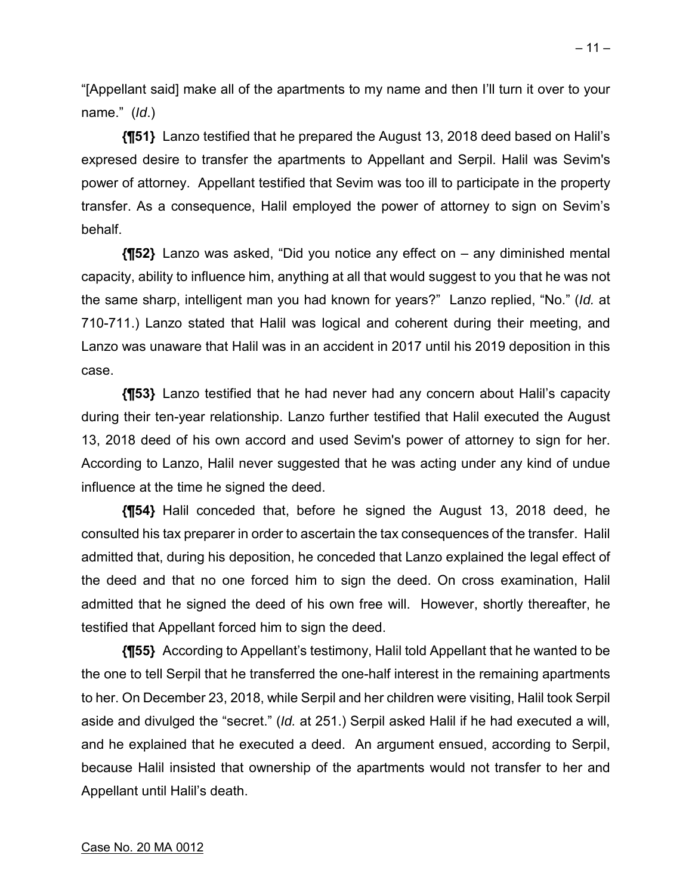"[Appellant said] make all of the apartments to my name and then I'll turn it over to your name." (*Id.*)

**{¶51}** Lanzo testified that he prepared the August 13, 2018 deed based on Halil's expresed desire to transfer the apartments to Appellant and Serpil. Halil was Sevim's power of attorney. Appellant testified that Sevim was too ill to participate in the property transfer. As a consequence, Halil employed the power of attorney to sign on Sevim's behalf.

**{¶52}** Lanzo was asked, "Did you notice any effect on – any diminished mental capacity, ability to influence him, anything at all that would suggest to you that he was not the same sharp, intelligent man you had known for years?" Lanzo replied, "No." (*Id.* at 710-711.) Lanzo stated that Halil was logical and coherent during their meeting, and Lanzo was unaware that Halil was in an accident in 2017 until his 2019 deposition in this case.

**{¶53}** Lanzo testified that he had never had any concern about Halil's capacity during their ten-year relationship. Lanzo further testified that Halil executed the August 13, 2018 deed of his own accord and used Sevim's power of attorney to sign for her. According to Lanzo, Halil never suggested that he was acting under any kind of undue influence at the time he signed the deed.

**{¶54}** Halil conceded that, before he signed the August 13, 2018 deed, he consulted his tax preparer in order to ascertain the tax consequences of the transfer. Halil admitted that, during his deposition, he conceded that Lanzo explained the legal effect of the deed and that no one forced him to sign the deed. On cross examination, Halil admitted that he signed the deed of his own free will. However, shortly thereafter, he testified that Appellant forced him to sign the deed.

**{¶55}** According to Appellant's testimony, Halil told Appellant that he wanted to be the one to tell Serpil that he transferred the one-half interest in the remaining apartments to her. On December 23, 2018, while Serpil and her children were visiting, Halil took Serpil aside and divulged the "secret." (*Id.* at 251.) Serpil asked Halil if he had executed a will, and he explained that he executed a deed. An argument ensued, according to Serpil, because Halil insisted that ownership of the apartments would not transfer to her and Appellant until Halil's death.

Case No. 20 MA 0012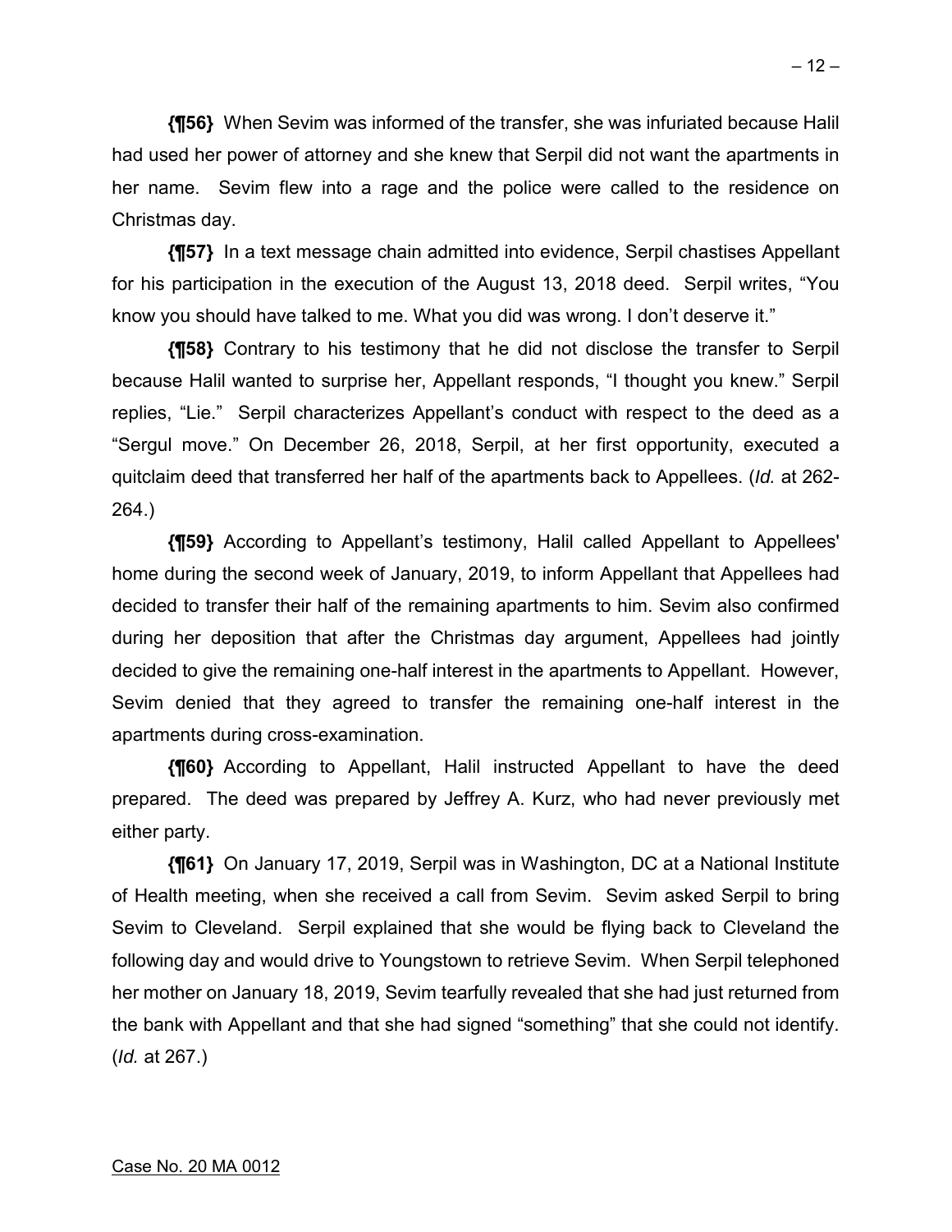**{¶56}** When Sevim was informed of the transfer, she was infuriated because Halil had used her power of attorney and she knew that Serpil did not want the apartments in her name. Sevim flew into a rage and the police were called to the residence on Christmas day.

**{¶57}** In a text message chain admitted into evidence, Serpil chastises Appellant for his participation in the execution of the August 13, 2018 deed. Serpil writes, "You know you should have talked to me. What you did was wrong. I don't deserve it."

**{¶58}** Contrary to his testimony that he did not disclose the transfer to Serpil because Halil wanted to surprise her, Appellant responds, "I thought you knew." Serpil replies, "Lie." Serpil characterizes Appellant's conduct with respect to the deed as a "Sergul move." On December 26, 2018, Serpil, at her first opportunity, executed a quitclaim deed that transferred her half of the apartments back to Appellees. (*Id.* at 262-264.)

**{¶59}** According to Appellant's testimony, Halil called Appellant to Appellees' home during the second week of January, 2019, to inform Appellant that Appellees had decided to transfer their half of the remaining apartments to him. Sevim also confirmed during her deposition that after the Christmas day argument, Appellees had jointly decided to give the remaining one-half interest in the apartments to Appellant. However, Sevim denied that they agreed to transfer the remaining one-half interest in the apartments during cross-examination.

**{¶60}** According to Appellant, Halil instructed Appellant to have the deed prepared. The deed was prepared by Jeffrey A. Kurz, who had never previously met either party.

**{¶61}** On January 17, 2019, Serpil was in Washington, DC at a National Institute of Health meeting, when she received a call from Sevim. Sevim asked Serpil to bring Sevim to Cleveland. Serpil explained that she would be flying back to Cleveland the following day and would drive to Youngstown to retrieve Sevim. When Serpil telephoned her mother on January 18, 2019, Sevim tearfully revealed that she had just returned from the bank with Appellant and that she had signed "something" that she could not identify. (*Id.* at 267.)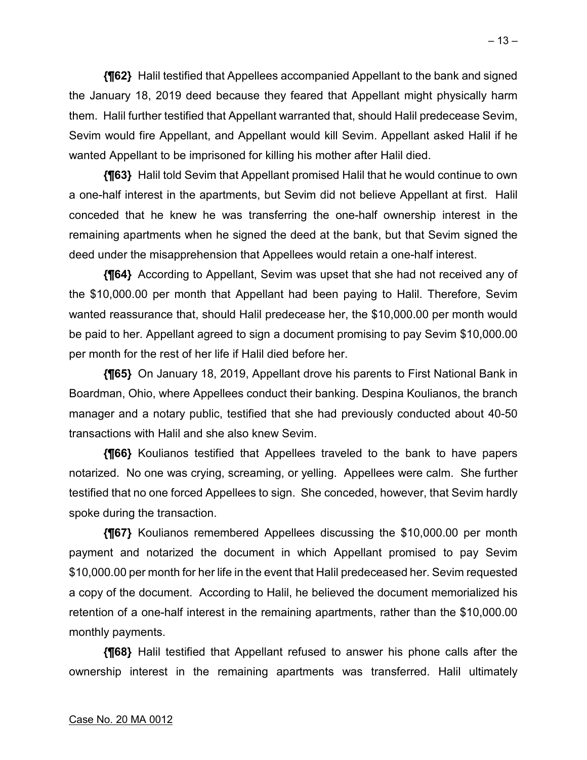**{¶62}** Halil testified that Appellees accompanied Appellant to the bank and signed the January 18, 2019 deed because they feared that Appellant might physically harm them. Halil further testified that Appellant warranted that, should Halil predecease Sevim, Sevim would fire Appellant, and Appellant would kill Sevim. Appellant asked Halil if he wanted Appellant to be imprisoned for killing his mother after Halil died.

**{¶63}** Halil told Sevim that Appellant promised Halil that he would continue to own a one-half interest in the apartments, but Sevim did not believe Appellant at first. Halil conceded that he knew he was transferring the one-half ownership interest in the remaining apartments when he signed the deed at the bank, but that Sevim signed the deed under the misapprehension that Appellees would retain a one-half interest.

**{¶64}** According to Appellant, Sevim was upset that she had not received any of the $10,000.00 per month that Appellant had been paying to Halil. Therefore, Sevim wanted reassurance that, should Halil predecease her, the $10,000.00 per month would be paid to her. Appellant agreed to sign a document promising to pay Sevim $10,000.00 per month for the rest of her life if Halil died before her.

**{¶65}** On January 18, 2019, Appellant drove his parents to First National Bank in Boardman, Ohio, where Appellees conduct their banking. Despina Koulianos, the branch manager and a notary public, testified that she had previously conducted about 40-50 transactions with Halil and she also knew Sevim.

**{¶66}** Koulianos testified that Appellees traveled to the bank to have papers notarized. No one was crying, screaming, or yelling. Appellees were calm. She further testified that no one forced Appellees to sign. She conceded, however, that Sevim hardly spoke during the transaction.

**{¶67}** Koulianos remembered Appellees discussing the $10,000.00 per month payment and notarized the document in which Appellant promised to pay Sevim $10,000.00 per month for her life in the event that Halil predeceased her. Sevim requested a copy of the document. According to Halil, he believed the document memorialized his retention of a one-half interest in the remaining apartments, rather than the $10,000.00 monthly payments.

**{¶68}** Halil testified that Appellant refused to answer his phone calls after the ownership interest in the remaining apartments was transferred. Halil ultimately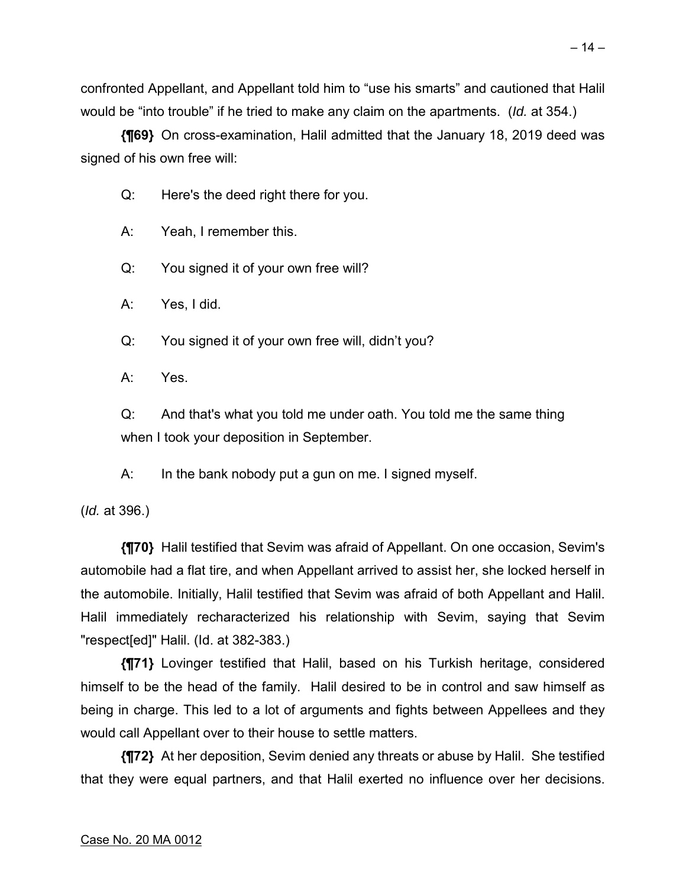confronted Appellant, and Appellant told him to "use his smarts" and cautioned that Halil would be "into trouble" if he tried to make any claim on the apartments. (*Id.* at 354.)

**{¶69}** On cross-examination, Halil admitted that the January 18, 2019 deed was signed of his own free will:

> Q: Here's the deed right there for you.
>
> A: Yeah, I remember this.
>
> Q: You signed it of your own free will?
>
> A: Yes, I did.
>
> Q: You signed it of your own free will, didn't you?
>
> A: Yes.
>
> Q: And that's what you told me under oath. You told me the same thing when I took your deposition in September.
>
> A: In the bank nobody put a gun on me. I signed myself.

(*Id.* at 396.)

**{¶70}** Halil testified that Sevim was afraid of Appellant. On one occasion, Sevim's automobile had a flat tire, and when Appellant arrived to assist her, she locked herself in the automobile. Initially, Halil testified that Sevim was afraid of both Appellant and Halil. Halil immediately recharacterized his relationship with Sevim, saying that Sevim "respect[ed]" Halil. (Id. at 382-383.)

**{¶71}** Lovinger testified that Halil, based on his Turkish heritage, considered himself to be the head of the family. Halil desired to be in control and saw himself as being in charge. This led to a lot of arguments and fights between Appellees and they would call Appellant over to their house to settle matters.

**{¶72}** At her deposition, Sevim denied any threats or abuse by Halil. She testified that they were equal partners, and that Halil exerted no influence over her decisions.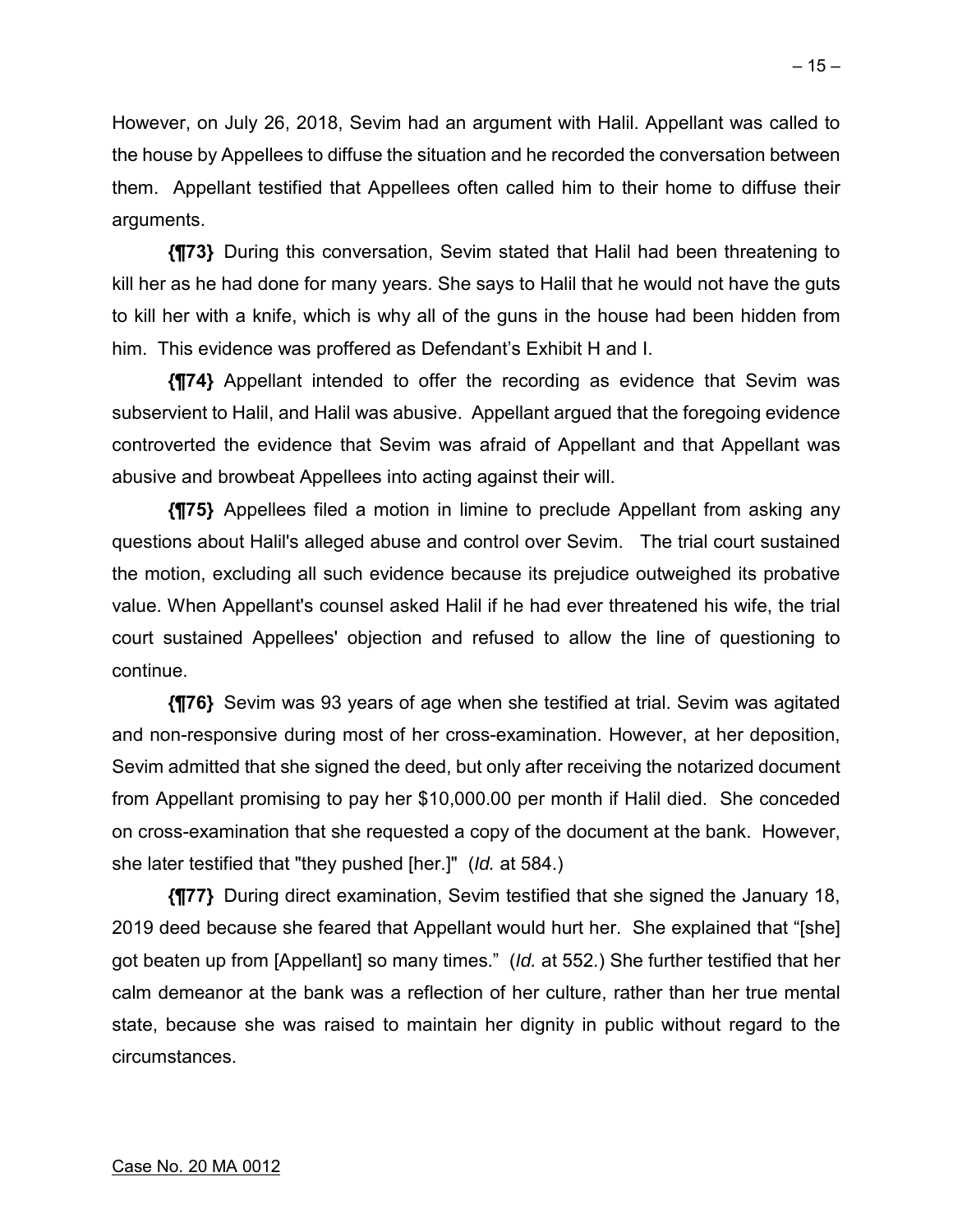However, on July 26, 2018, Sevim had an argument with Halil. Appellant was called to the house by Appellees to diffuse the situation and he recorded the conversation between them. Appellant testified that Appellees often called him to their home to diffuse their arguments.

**{¶73}** During this conversation, Sevim stated that Halil had been threatening to kill her as he had done for many years. She says to Halil that he would not have the guts to kill her with a knife, which is why all of the guns in the house had been hidden from him. This evidence was proffered as Defendant's Exhibit H and I.

**{¶74}** Appellant intended to offer the recording as evidence that Sevim was subservient to Halil, and Halil was abusive. Appellant argued that the foregoing evidence controverted the evidence that Sevim was afraid of Appellant and that Appellant was abusive and browbeat Appellees into acting against their will.

**{¶75}** Appellees filed a motion in limine to preclude Appellant from asking any questions about Halil's alleged abuse and control over Sevim. The trial court sustained the motion, excluding all such evidence because its prejudice outweighed its probative value. When Appellant's counsel asked Halil if he had ever threatened his wife, the trial court sustained Appellees' objection and refused to allow the line of questioning to continue.

**{¶76}** Sevim was 93 years of age when she testified at trial. Sevim was agitated and non-responsive during most of her cross-examination. However, at her deposition, Sevim admitted that she signed the deed, but only after receiving the notarized document from Appellant promising to pay her $10,000.00 per month if Halil died. She conceded on cross-examination that she requested a copy of the document at the bank. However, she later testified that "they pushed [her.]" (*Id.* at 584.)

**{¶77}** During direct examination, Sevim testified that she signed the January 18, 2019 deed because she feared that Appellant would hurt her. She explained that "[she] got beaten up from [Appellant] so many times." (*Id.* at 552.) She further testified that her calm demeanor at the bank was a reflection of her culture, rather than her true mental state, because she was raised to maintain her dignity in public without regard to the circumstances.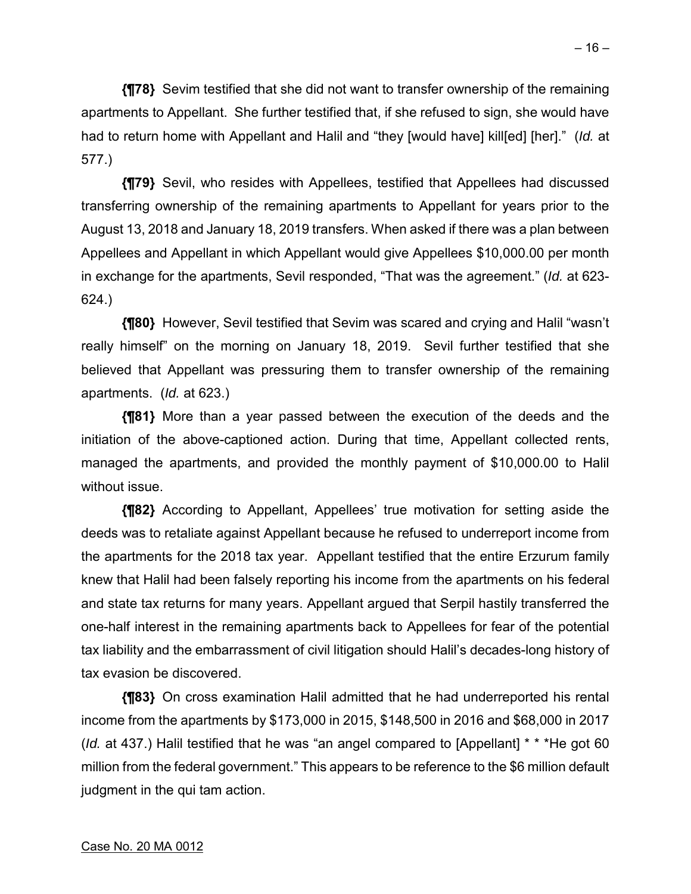**{¶78}** Sevim testified that she did not want to transfer ownership of the remaining apartments to Appellant. She further testified that, if she refused to sign, she would have had to return home with Appellant and Halil and "they [would have] kill[ed] [her]." (*Id.* at 577.)

**{¶79}** Sevil, who resides with Appellees, testified that Appellees had discussed transferring ownership of the remaining apartments to Appellant for years prior to the August 13, 2018 and January 18, 2019 transfers. When asked if there was a plan between Appellees and Appellant in which Appellant would give Appellees $10,000.00 per month in exchange for the apartments, Sevil responded, "That was the agreement." (*Id.* at 623-624.)

**{¶80}** However, Sevil testified that Sevim was scared and crying and Halil "wasn't really himself" on the morning on January 18, 2019. Sevil further testified that she believed that Appellant was pressuring them to transfer ownership of the remaining apartments. (*Id.* at 623.)

**{¶81}** More than a year passed between the execution of the deeds and the initiation of the above-captioned action. During that time, Appellant collected rents, managed the apartments, and provided the monthly payment of $10,000.00 to Halil without issue.

**{¶82}** According to Appellant, Appellees' true motivation for setting aside the deeds was to retaliate against Appellant because he refused to underreport income from the apartments for the 2018 tax year. Appellant testified that the entire Erzurum family knew that Halil had been falsely reporting his income from the apartments on his federal and state tax returns for many years. Appellant argued that Serpil hastily transferred the one-half interest in the remaining apartments back to Appellees for fear of the potential tax liability and the embarrassment of civil litigation should Halil's decades-long history of tax evasion be discovered.

**{¶83}** On cross examination Halil admitted that he had underreported his rental income from the apartments by $173,000 in 2015, $148,500 in 2016 and $68,000 in 2017 (*Id.* at 437.) Halil testified that he was "an angel compared to [Appellant] * * *He got 60 million from the federal government." This appears to be reference to the $6 million default judgment in the qui tam action.

Case No. 20 MA 0012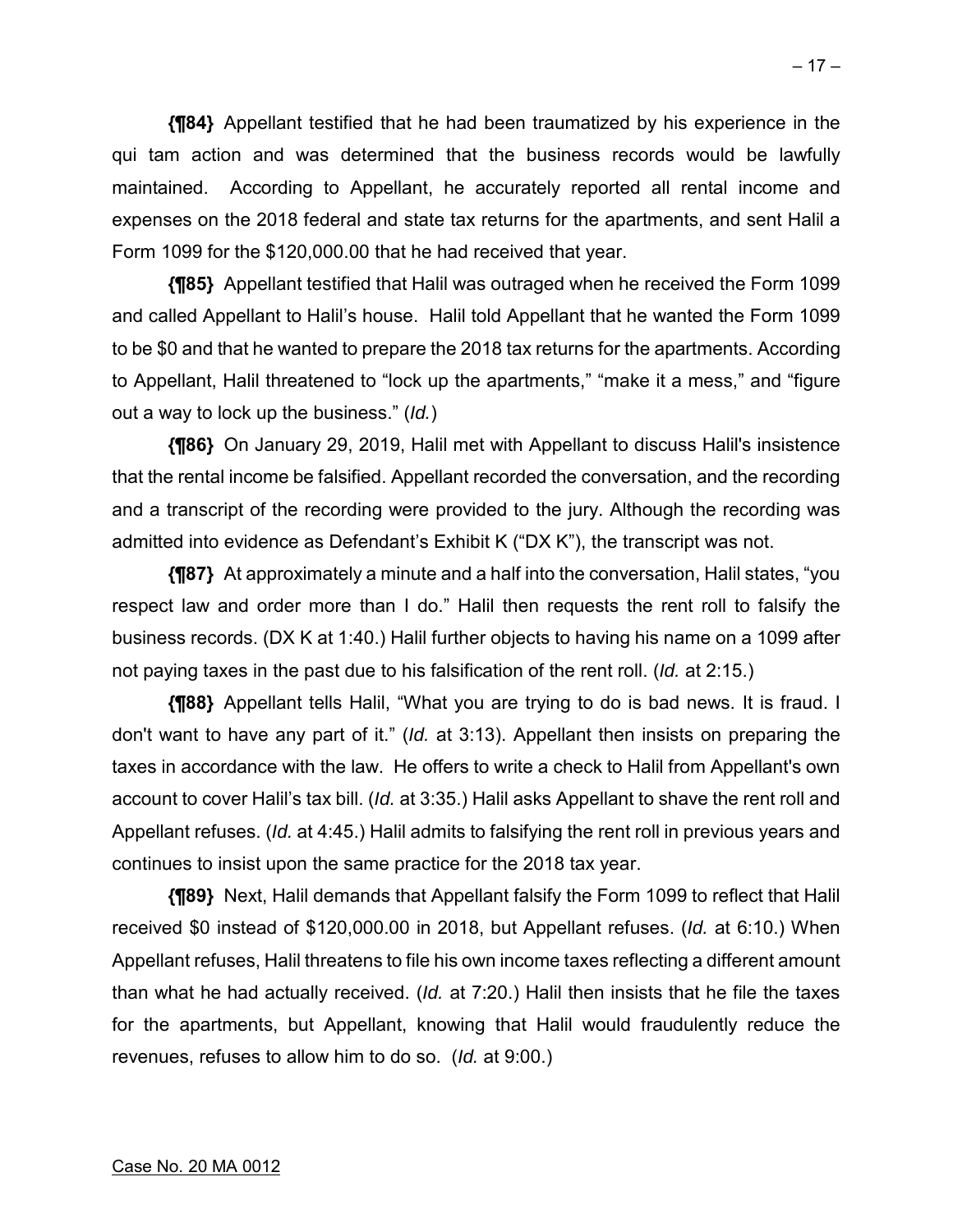**{¶84}** Appellant testified that he had been traumatized by his experience in the qui tam action and was determined that the business records would be lawfully maintained. According to Appellant, he accurately reported all rental income and expenses on the 2018 federal and state tax returns for the apartments, and sent Halil a Form 1099 for the $120,000.00 that he had received that year.

**{¶85}** Appellant testified that Halil was outraged when he received the Form 1099 and called Appellant to Halil's house. Halil told Appellant that he wanted the Form 1099 to be $0 and that he wanted to prepare the 2018 tax returns for the apartments. According to Appellant, Halil threatened to "lock up the apartments," "make it a mess," and "figure out a way to lock up the business." (*Id.*)

**{¶86}** On January 29, 2019, Halil met with Appellant to discuss Halil's insistence that the rental income be falsified. Appellant recorded the conversation, and the recording and a transcript of the recording were provided to the jury. Although the recording was admitted into evidence as Defendant's Exhibit K ("DX K"), the transcript was not.

**{¶87}** At approximately a minute and a half into the conversation, Halil states, "you respect law and order more than I do." Halil then requests the rent roll to falsify the business records. (DX K at 1:40.) Halil further objects to having his name on a 1099 after not paying taxes in the past due to his falsification of the rent roll. (*Id.* at 2:15.)

**{¶88}** Appellant tells Halil, "What you are trying to do is bad news. It is fraud. I don't want to have any part of it." (*Id.* at 3:13). Appellant then insists on preparing the taxes in accordance with the law. He offers to write a check to Halil from Appellant's own account to cover Halil's tax bill. (*Id.* at 3:35.) Halil asks Appellant to shave the rent roll and Appellant refuses. (*Id.* at 4:45.) Halil admits to falsifying the rent roll in previous years and continues to insist upon the same practice for the 2018 tax year.

**{¶89}** Next, Halil demands that Appellant falsify the Form 1099 to reflect that Halil received $0 instead of $120,000.00 in 2018, but Appellant refuses. (*Id.* at 6:10.) When Appellant refuses, Halil threatens to file his own income taxes reflecting a different amount than what he had actually received. (*Id.* at 7:20.) Halil then insists that he file the taxes for the apartments, but Appellant, knowing that Halil would fraudulently reduce the revenues, refuses to allow him to do so. (*Id.* at 9:00.)

Case No. 20 MA 0012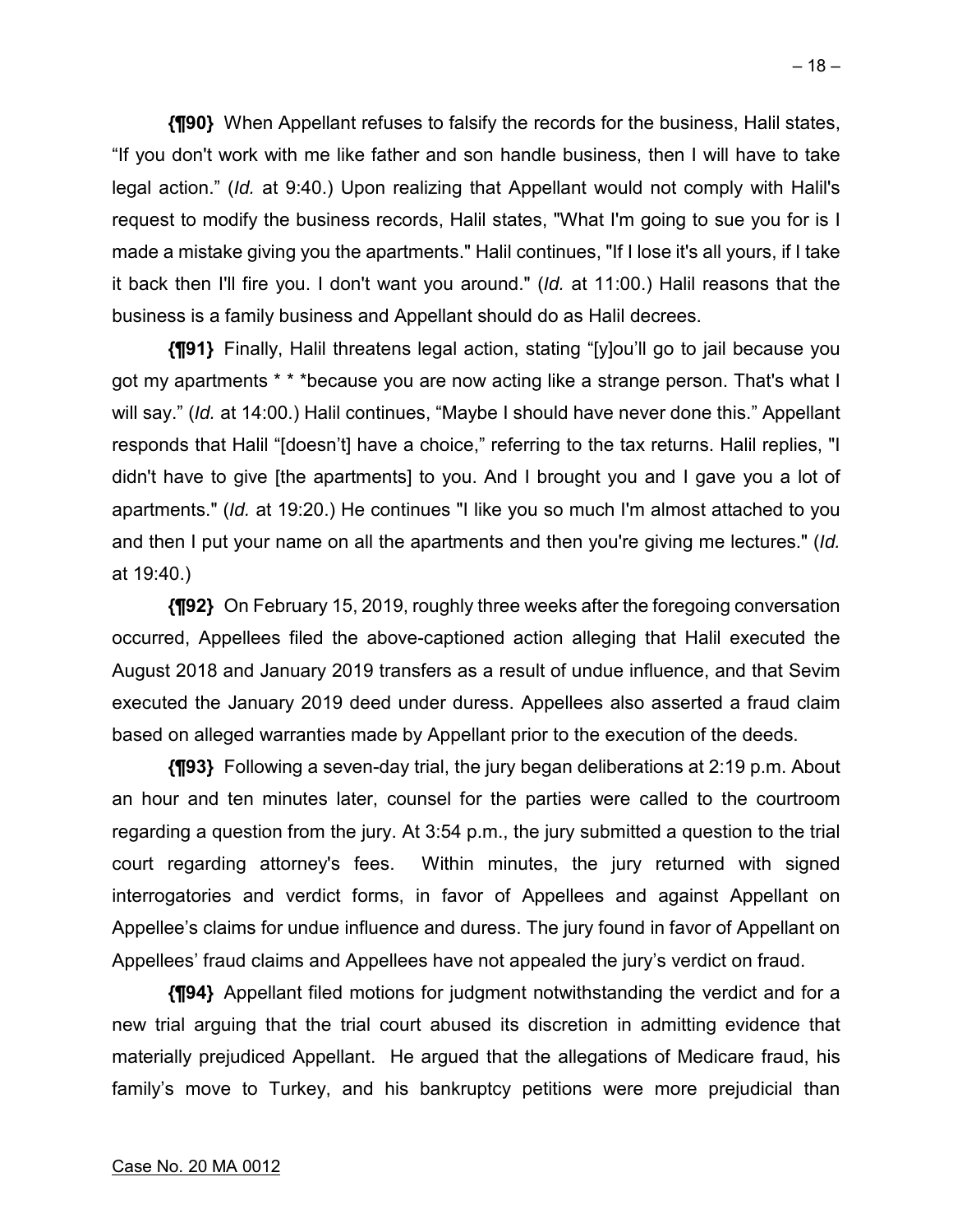**{¶90}** When Appellant refuses to falsify the records for the business, Halil states, "If you don't work with me like father and son handle business, then I will have to take legal action." (*Id.* at 9:40.) Upon realizing that Appellant would not comply with Halil's request to modify the business records, Halil states, "What I'm going to sue you for is I made a mistake giving you the apartments." Halil continues, "If I lose it's all yours, if I take it back then I'll fire you. I don't want you around." (*Id.* at 11:00.) Halil reasons that the business is a family business and Appellant should do as Halil decrees.

**{¶91}** Finally, Halil threatens legal action, stating "[y]ou'll go to jail because you got my apartments * * *because you are now acting like a strange person. That's what I will say." (*Id.* at 14:00.) Halil continues, "Maybe I should have never done this." Appellant responds that Halil "[doesn't] have a choice," referring to the tax returns. Halil replies, "I didn't have to give [the apartments] to you. And I brought you and I gave you a lot of apartments." (*Id.* at 19:20.) He continues "I like you so much I'm almost attached to you and then I put your name on all the apartments and then you're giving me lectures." (*Id.* at 19:40.)

**{¶92}** On February 15, 2019, roughly three weeks after the foregoing conversation occurred, Appellees filed the above-captioned action alleging that Halil executed the August 2018 and January 2019 transfers as a result of undue influence, and that Sevim executed the January 2019 deed under duress. Appellees also asserted a fraud claim based on alleged warranties made by Appellant prior to the execution of the deeds.

**{¶93}** Following a seven-day trial, the jury began deliberations at 2:19 p.m. About an hour and ten minutes later, counsel for the parties were called to the courtroom regarding a question from the jury. At 3:54 p.m., the jury submitted a question to the trial court regarding attorney's fees. Within minutes, the jury returned with signed interrogatories and verdict forms, in favor of Appellees and against Appellant on Appellee's claims for undue influence and duress. The jury found in favor of Appellant on Appellees' fraud claims and Appellees have not appealed the jury's verdict on fraud.

**{¶94}** Appellant filed motions for judgment notwithstanding the verdict and for a new trial arguing that the trial court abused its discretion in admitting evidence that materially prejudiced Appellant. He argued that the allegations of Medicare fraud, his family's move to Turkey, and his bankruptcy petitions were more prejudicial than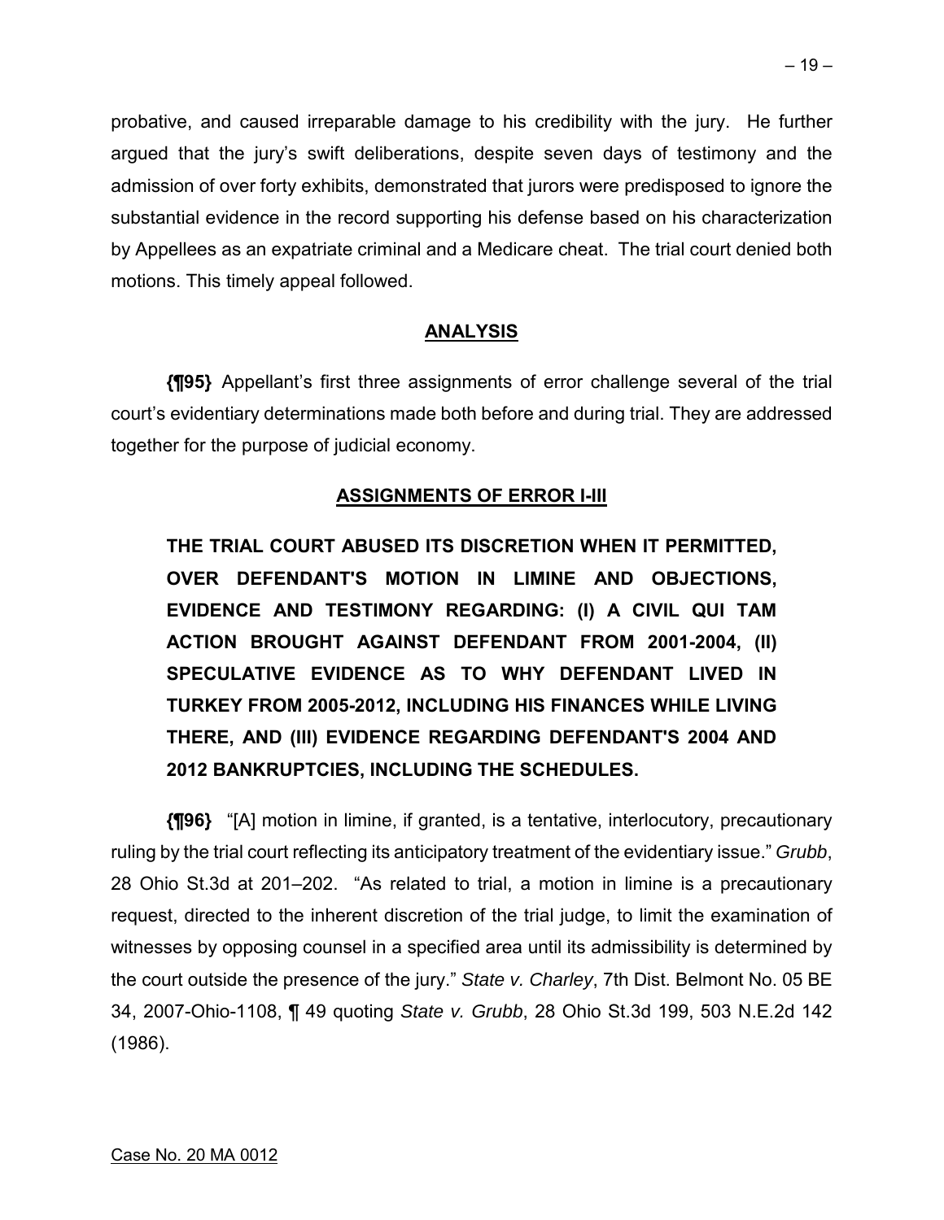probative, and caused irreparable damage to his credibility with the jury. He further argued that the jury's swift deliberations, despite seven days of testimony and the admission of over forty exhibits, demonstrated that jurors were predisposed to ignore the substantial evidence in the record supporting his defense based on his characterization by Appellees as an expatriate criminal and a Medicare cheat. The trial court denied both motions. This timely appeal followed.

## ANALYSIS

**{¶95}** Appellant's first three assignments of error challenge several of the trial court's evidentiary determinations made both before and during trial. They are addressed together for the purpose of judicial economy.

## ASSIGNMENTS OF ERROR I-III

**THE TRIAL COURT ABUSED ITS DISCRETION WHEN IT PERMITTED, OVER DEFENDANT'S MOTION IN LIMINE AND OBJECTIONS, EVIDENCE AND TESTIMONY REGARDING: (I) A CIVIL QUI TAM ACTION BROUGHT AGAINST DEFENDANT FROM 2001-2004, (II) SPECULATIVE EVIDENCE AS TO WHY DEFENDANT LIVED IN TURKEY FROM 2005-2012, INCLUDING HIS FINANCES WHILE LIVING THERE, AND (III) EVIDENCE REGARDING DEFENDANT'S 2004 AND 2012 BANKRUPTCIES, INCLUDING THE SCHEDULES.**

**{¶96}** "[A] motion in limine, if granted, is a tentative, interlocutory, precautionary ruling by the trial court reflecting its anticipatory treatment of the evidentiary issue." *Grubb*, 28 Ohio St.3d at 201–202. "As related to trial, a motion in limine is a precautionary request, directed to the inherent discretion of the trial judge, to limit the examination of witnesses by opposing counsel in a specified area until its admissibility is determined by the court outside the presence of the jury." *State v. Charley*, 7th Dist. Belmont No. 05 BE 34, 2007-Ohio-1108, ¶ 49 quoting *State v. Grubb*, 28 Ohio St.3d 199, 503 N.E.2d 142 (1986).

Case No. 20 MA 0012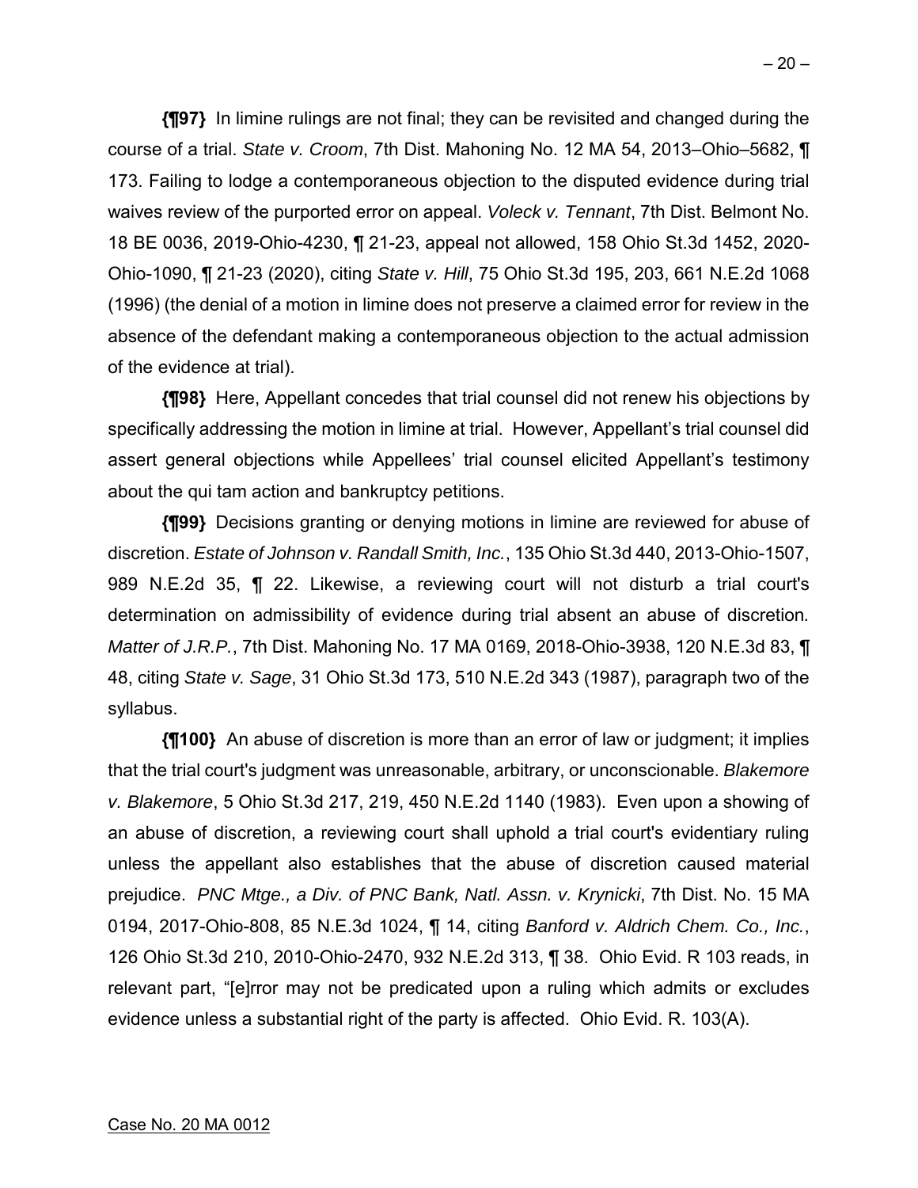**{¶97}** In limine rulings are not final; they can be revisited and changed during the course of a trial. *State v. Croom*, 7th Dist. Mahoning No. 12 MA 54, 2013–Ohio–5682, ¶ 173. Failing to lodge a contemporaneous objection to the disputed evidence during trial waives review of the purported error on appeal. *Voleck v. Tennant*, 7th Dist. Belmont No. 18 BE 0036, 2019-Ohio-4230, ¶ 21-23, appeal not allowed, 158 Ohio St.3d 1452, 2020-Ohio-1090, ¶ 21-23 (2020), citing *State v. Hill*, 75 Ohio St.3d 195, 203, 661 N.E.2d 1068 (1996) (the denial of a motion in limine does not preserve a claimed error for review in the absence of the defendant making a contemporaneous objection to the actual admission of the evidence at trial).

**{¶98}** Here, Appellant concedes that trial counsel did not renew his objections by specifically addressing the motion in limine at trial. However, Appellant's trial counsel did assert general objections while Appellees' trial counsel elicited Appellant's testimony about the qui tam action and bankruptcy petitions.

**{¶99}** Decisions granting or denying motions in limine are reviewed for abuse of discretion. *Estate of Johnson v. Randall Smith, Inc.*, 135 Ohio St.3d 440, 2013-Ohio-1507, 989 N.E.2d 35, ¶ 22. Likewise, a reviewing court will not disturb a trial court's determination on admissibility of evidence during trial absent an abuse of discretion. *Matter of J.R.P.*, 7th Dist. Mahoning No. 17 MA 0169, 2018-Ohio-3938, 120 N.E.3d 83, ¶ 48, citing *State v. Sage*, 31 Ohio St.3d 173, 510 N.E.2d 343 (1987), paragraph two of the syllabus.

**{¶100}** An abuse of discretion is more than an error of law or judgment; it implies that the trial court's judgment was unreasonable, arbitrary, or unconscionable. *Blakemore v. Blakemore*, 5 Ohio St.3d 217, 219, 450 N.E.2d 1140 (1983). Even upon a showing of an abuse of discretion, a reviewing court shall uphold a trial court's evidentiary ruling unless the appellant also establishes that the abuse of discretion caused material prejudice. *PNC Mtge., a Div. of PNC Bank, Natl. Assn. v. Krynicki*, 7th Dist. No. 15 MA 0194, 2017-Ohio-808, 85 N.E.3d 1024, ¶ 14, citing *Banford v. Aldrich Chem. Co., Inc.*, 126 Ohio St.3d 210, 2010-Ohio-2470, 932 N.E.2d 313, ¶ 38. Ohio Evid. R 103 reads, in relevant part, "[e]rror may not be predicated upon a ruling which admits or excludes evidence unless a substantial right of the party is affected. Ohio Evid. R. 103(A).

Case No. 20 MA 0012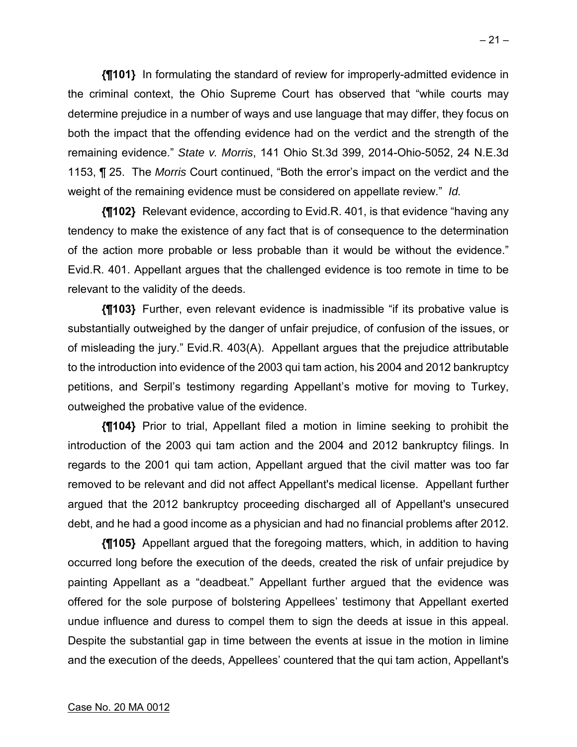**{¶101}** In formulating the standard of review for improperly-admitted evidence in the criminal context, the Ohio Supreme Court has observed that "while courts may determine prejudice in a number of ways and use language that may differ, they focus on both the impact that the offending evidence had on the verdict and the strength of the remaining evidence." *State v. Morris*, 141 Ohio St.3d 399, 2014-Ohio-5052, 24 N.E.3d 1153, ¶ 25. The *Morris* Court continued, "Both the error's impact on the verdict and the weight of the remaining evidence must be considered on appellate review." *Id.*

**{¶102}** Relevant evidence, according to Evid.R. 401, is that evidence "having any tendency to make the existence of any fact that is of consequence to the determination of the action more probable or less probable than it would be without the evidence." Evid.R. 401. Appellant argues that the challenged evidence is too remote in time to be relevant to the validity of the deeds.

**{¶103}** Further, even relevant evidence is inadmissible "if its probative value is substantially outweighed by the danger of unfair prejudice, of confusion of the issues, or of misleading the jury." Evid.R. 403(A). Appellant argues that the prejudice attributable to the introduction into evidence of the 2003 qui tam action, his 2004 and 2012 bankruptcy petitions, and Serpil's testimony regarding Appellant's motive for moving to Turkey, outweighed the probative value of the evidence.

**{¶104}** Prior to trial, Appellant filed a motion in limine seeking to prohibit the introduction of the 2003 qui tam action and the 2004 and 2012 bankruptcy filings. In regards to the 2001 qui tam action, Appellant argued that the civil matter was too far removed to be relevant and did not affect Appellant's medical license. Appellant further argued that the 2012 bankruptcy proceeding discharged all of Appellant's unsecured debt, and he had a good income as a physician and had no financial problems after 2012.

**{¶105}** Appellant argued that the foregoing matters, which, in addition to having occurred long before the execution of the deeds, created the risk of unfair prejudice by painting Appellant as a "deadbeat." Appellant further argued that the evidence was offered for the sole purpose of bolstering Appellees' testimony that Appellant exerted undue influence and duress to compel them to sign the deeds at issue in this appeal. Despite the substantial gap in time between the events at issue in the motion in limine and the execution of the deeds, Appellees' countered that the qui tam action, Appellant's

Case No. 20 MA 0012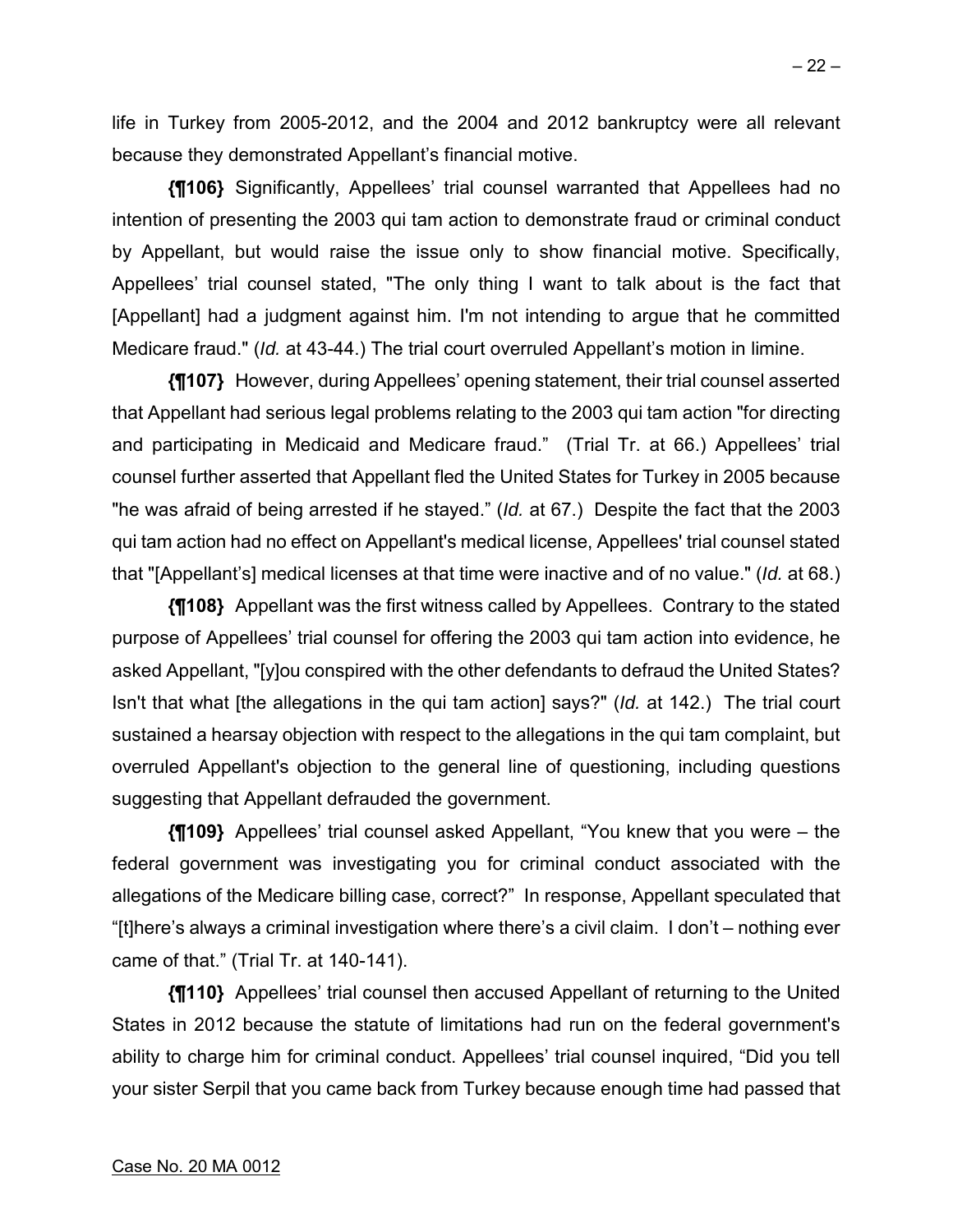life in Turkey from 2005-2012, and the 2004 and 2012 bankruptcy were all relevant because they demonstrated Appellant's financial motive.

**{¶106}** Significantly, Appellees' trial counsel warranted that Appellees had no intention of presenting the 2003 qui tam action to demonstrate fraud or criminal conduct by Appellant, but would raise the issue only to show financial motive. Specifically, Appellees' trial counsel stated, "The only thing I want to talk about is the fact that [Appellant] had a judgment against him. I'm not intending to argue that he committed Medicare fraud." (*Id.* at 43-44.) The trial court overruled Appellant's motion in limine.

**{¶107}** However, during Appellees' opening statement, their trial counsel asserted that Appellant had serious legal problems relating to the 2003 qui tam action "for directing and participating in Medicaid and Medicare fraud." (Trial Tr. at 66.) Appellees' trial counsel further asserted that Appellant fled the United States for Turkey in 2005 because "he was afraid of being arrested if he stayed." (*Id.* at 67.) Despite the fact that the 2003 qui tam action had no effect on Appellant's medical license, Appellees' trial counsel stated that "[Appellant's] medical licenses at that time were inactive and of no value." (*Id.* at 68.)

**{¶108}** Appellant was the first witness called by Appellees. Contrary to the stated purpose of Appellees' trial counsel for offering the 2003 qui tam action into evidence, he asked Appellant, "[y]ou conspired with the other defendants to defraud the United States? Isn't that what [the allegations in the qui tam action] says?" (*Id.* at 142.) The trial court sustained a hearsay objection with respect to the allegations in the qui tam complaint, but overruled Appellant's objection to the general line of questioning, including questions suggesting that Appellant defrauded the government.

**{¶109}** Appellees' trial counsel asked Appellant, "You knew that you were – the federal government was investigating you for criminal conduct associated with the allegations of the Medicare billing case, correct?" In response, Appellant speculated that "[t]here's always a criminal investigation where there's a civil claim. I don't – nothing ever came of that." (Trial Tr. at 140-141).

**{¶110}** Appellees' trial counsel then accused Appellant of returning to the United States in 2012 because the statute of limitations had run on the federal government's ability to charge him for criminal conduct. Appellees' trial counsel inquired, "Did you tell your sister Serpil that you came back from Turkey because enough time had passed that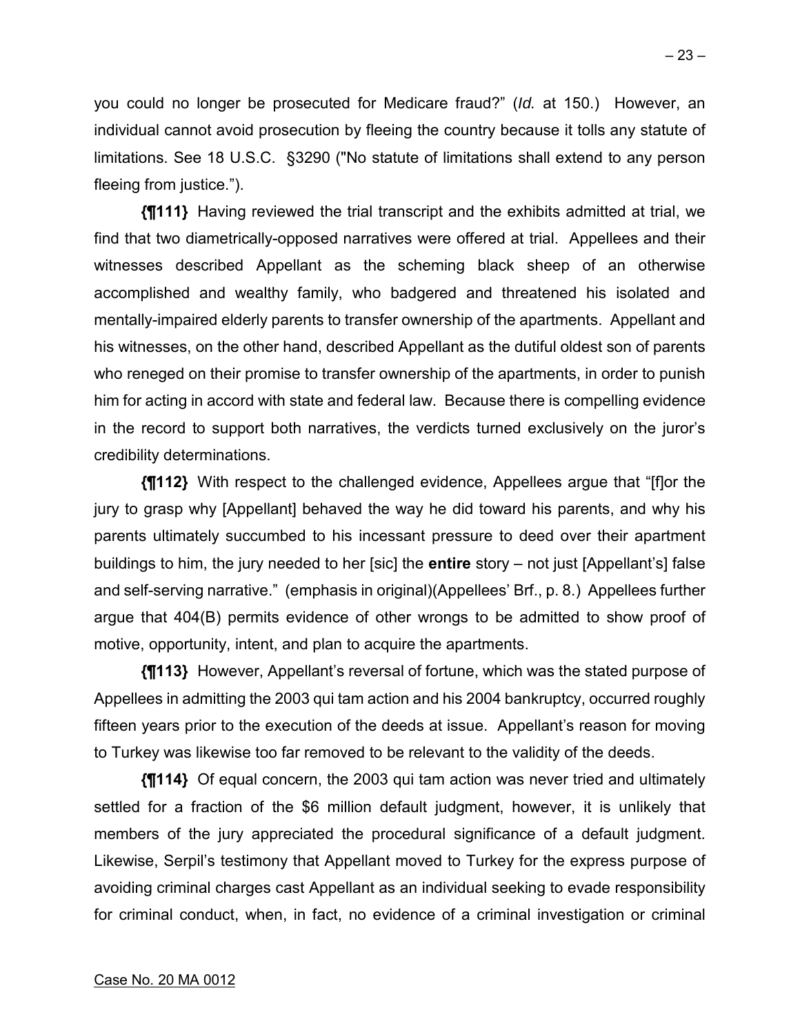you could no longer be prosecuted for Medicare fraud?" (*Id.* at 150.) However, an individual cannot avoid prosecution by fleeing the country because it tolls any statute of limitations. See 18 U.S.C. §3290 ("No statute of limitations shall extend to any person fleeing from justice.").

**{¶111}** Having reviewed the trial transcript and the exhibits admitted at trial, we find that two diametrically-opposed narratives were offered at trial. Appellees and their witnesses described Appellant as the scheming black sheep of an otherwise accomplished and wealthy family, who badgered and threatened his isolated and mentally-impaired elderly parents to transfer ownership of the apartments. Appellant and his witnesses, on the other hand, described Appellant as the dutiful oldest son of parents who reneged on their promise to transfer ownership of the apartments, in order to punish him for acting in accord with state and federal law. Because there is compelling evidence in the record to support both narratives, the verdicts turned exclusively on the juror's credibility determinations.

**{¶112}** With respect to the challenged evidence, Appellees argue that "[f]or the jury to grasp why [Appellant] behaved the way he did toward his parents, and why his parents ultimately succumbed to his incessant pressure to deed over their apartment buildings to him, the jury needed to her [sic] the **entire** story – not just [Appellant's] false and self-serving narrative." (emphasis in original)(Appellees' Brf., p. 8.) Appellees further argue that 404(B) permits evidence of other wrongs to be admitted to show proof of motive, opportunity, intent, and plan to acquire the apartments.

**{¶113}** However, Appellant's reversal of fortune, which was the stated purpose of Appellees in admitting the 2003 qui tam action and his 2004 bankruptcy, occurred roughly fifteen years prior to the execution of the deeds at issue. Appellant's reason for moving to Turkey was likewise too far removed to be relevant to the validity of the deeds.

**{¶114}** Of equal concern, the 2003 qui tam action was never tried and ultimately settled for a fraction of the $6 million default judgment, however, it is unlikely that members of the jury appreciated the procedural significance of a default judgment. Likewise, Serpil's testimony that Appellant moved to Turkey for the express purpose of avoiding criminal charges cast Appellant as an individual seeking to evade responsibility for criminal conduct, when, in fact, no evidence of a criminal investigation or criminal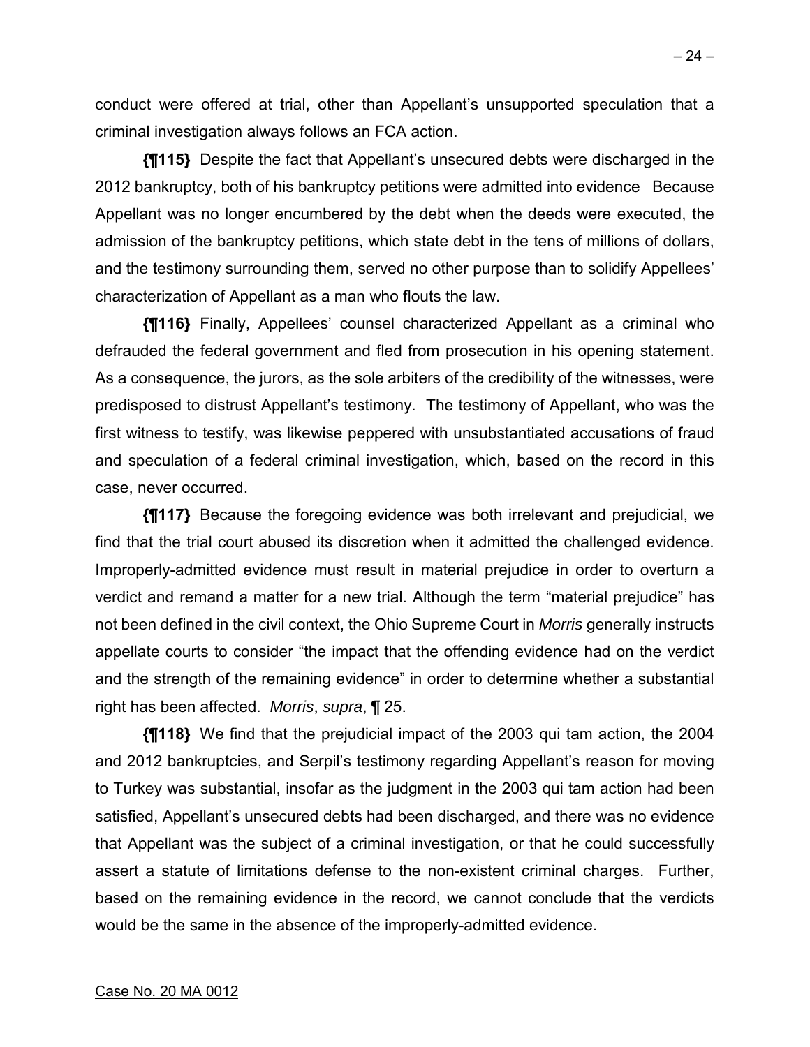conduct were offered at trial, other than Appellant's unsupported speculation that a criminal investigation always follows an FCA action.

**{¶115}** Despite the fact that Appellant's unsecured debts were discharged in the 2012 bankruptcy, both of his bankruptcy petitions were admitted into evidence Because Appellant was no longer encumbered by the debt when the deeds were executed, the admission of the bankruptcy petitions, which state debt in the tens of millions of dollars, and the testimony surrounding them, served no other purpose than to solidify Appellees' characterization of Appellant as a man who flouts the law.

**{¶116}** Finally, Appellees' counsel characterized Appellant as a criminal who defrauded the federal government and fled from prosecution in his opening statement. As a consequence, the jurors, as the sole arbiters of the credibility of the witnesses, were predisposed to distrust Appellant's testimony. The testimony of Appellant, who was the first witness to testify, was likewise peppered with unsubstantiated accusations of fraud and speculation of a federal criminal investigation, which, based on the record in this case, never occurred.

**{¶117}** Because the foregoing evidence was both irrelevant and prejudicial, we find that the trial court abused its discretion when it admitted the challenged evidence. Improperly-admitted evidence must result in material prejudice in order to overturn a verdict and remand a matter for a new trial. Although the term "material prejudice" has not been defined in the civil context, the Ohio Supreme Court in *Morris* generally instructs appellate courts to consider "the impact that the offending evidence had on the verdict and the strength of the remaining evidence" in order to determine whether a substantial right has been affected. *Morris*, *supra*, ¶ 25.

**{¶118}** We find that the prejudicial impact of the 2003 qui tam action, the 2004 and 2012 bankruptcies, and Serpil's testimony regarding Appellant's reason for moving to Turkey was substantial, insofar as the judgment in the 2003 qui tam action had been satisfied, Appellant's unsecured debts had been discharged, and there was no evidence that Appellant was the subject of a criminal investigation, or that he could successfully assert a statute of limitations defense to the non-existent criminal charges. Further, based on the remaining evidence in the record, we cannot conclude that the verdicts would be the same in the absence of the improperly-admitted evidence.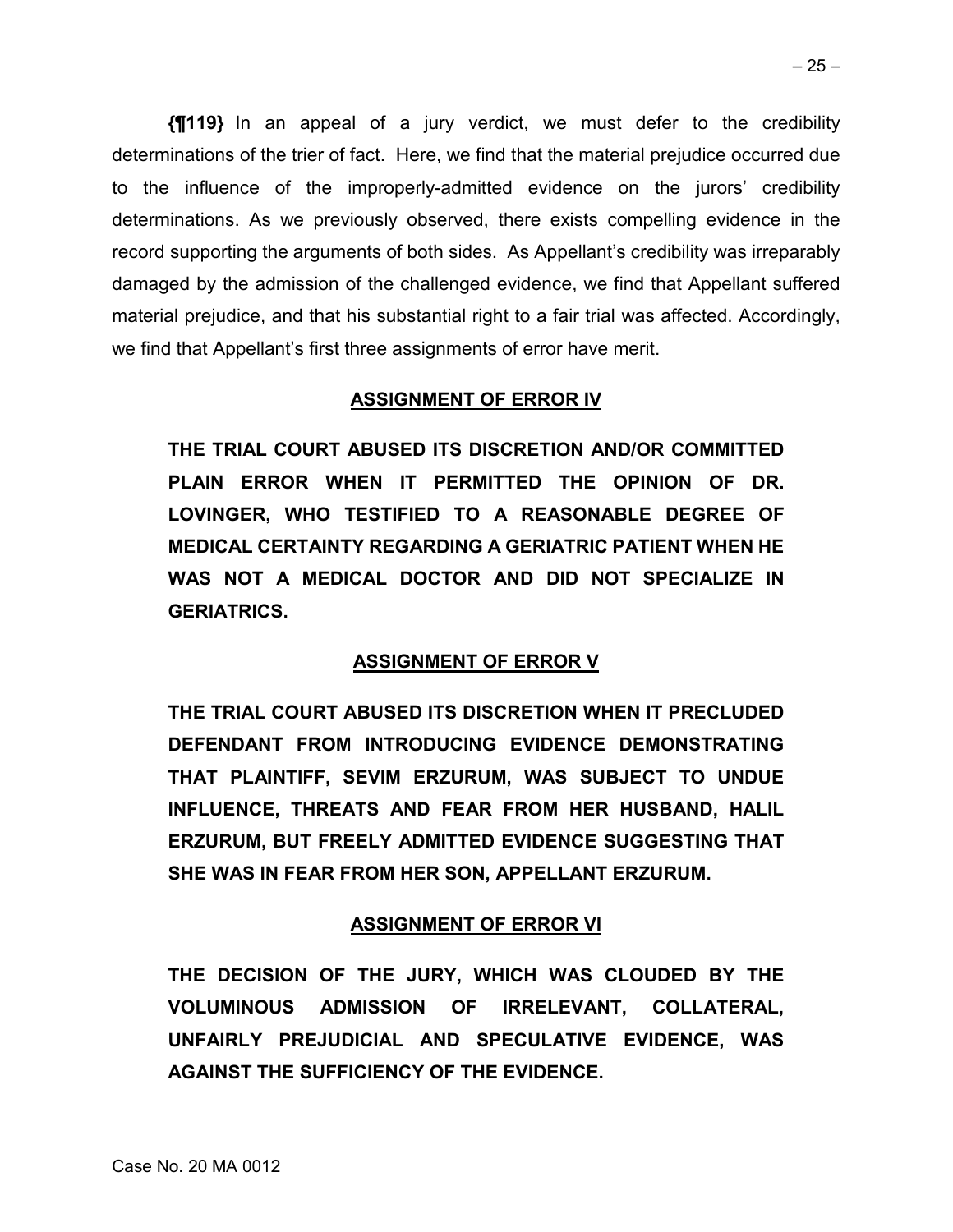**{¶119}** In an appeal of a jury verdict, we must defer to the credibility determinations of the trier of fact. Here, we find that the material prejudice occurred due to the influence of the improperly-admitted evidence on the jurors' credibility determinations. As we previously observed, there exists compelling evidence in the record supporting the arguments of both sides. As Appellant's credibility was irreparably damaged by the admission of the challenged evidence, we find that Appellant suffered material prejudice, and that his substantial right to a fair trial was affected. Accordingly, we find that Appellant's first three assignments of error have merit.

## ASSIGNMENT OF ERROR IV

**THE TRIAL COURT ABUSED ITS DISCRETION AND/OR COMMITTED PLAIN ERROR WHEN IT PERMITTED THE OPINION OF DR. LOVINGER, WHO TESTIFIED TO A REASONABLE DEGREE OF MEDICAL CERTAINTY REGARDING A GERIATRIC PATIENT WHEN HE WAS NOT A MEDICAL DOCTOR AND DID NOT SPECIALIZE IN GERIATRICS.**

## ASSIGNMENT OF ERROR V

**THE TRIAL COURT ABUSED ITS DISCRETION WHEN IT PRECLUDED DEFENDANT FROM INTRODUCING EVIDENCE DEMONSTRATING THAT PLAINTIFF, SEVIM ERZURUM, WAS SUBJECT TO UNDUE INFLUENCE, THREATS AND FEAR FROM HER HUSBAND, HALIL ERZURUM, BUT FREELY ADMITTED EVIDENCE SUGGESTING THAT SHE WAS IN FEAR FROM HER SON, APPELLANT ERZURUM.**

## ASSIGNMENT OF ERROR VI

**THE DECISION OF THE JURY, WHICH WAS CLOUDED BY THE VOLUMINOUS ADMISSION OF IRRELEVANT, COLLATERAL, UNFAIRLY PREJUDICIAL AND SPECULATIVE EVIDENCE, WAS AGAINST THE SUFFICIENCY OF THE EVIDENCE.**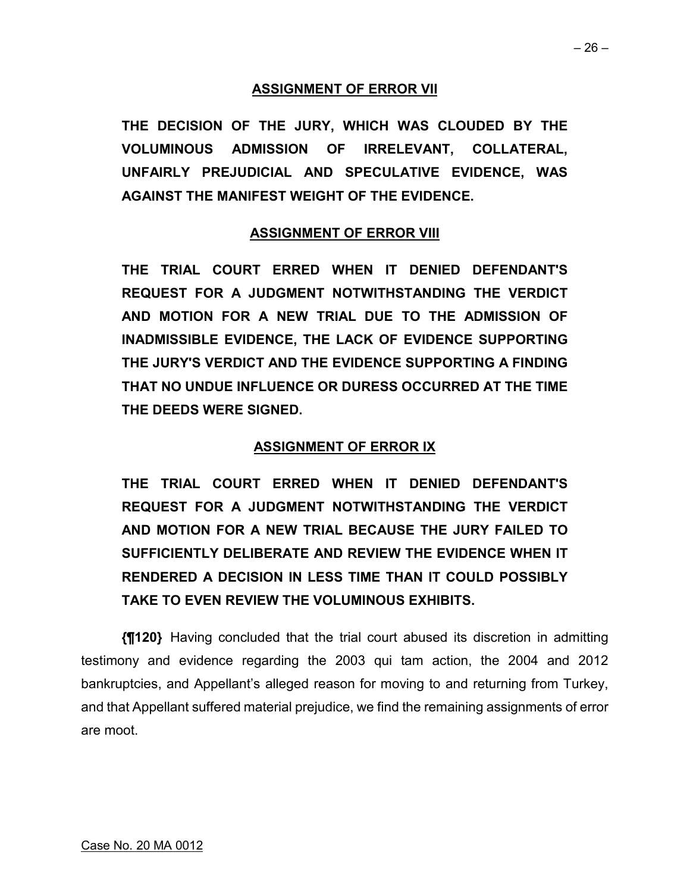**ASSIGNMENT OF ERROR VII**

**THE DECISION OF THE JURY, WHICH WAS CLOUDED BY THE VOLUMINOUS ADMISSION OF IRRELEVANT, COLLATERAL, UNFAIRLY PREJUDICIAL AND SPECULATIVE EVIDENCE, WAS AGAINST THE MANIFEST WEIGHT OF THE EVIDENCE.**

**ASSIGNMENT OF ERROR VIII**

**THE TRIAL COURT ERRED WHEN IT DENIED DEFENDANT'S REQUEST FOR A JUDGMENT NOTWITHSTANDING THE VERDICT AND MOTION FOR A NEW TRIAL DUE TO THE ADMISSION OF INADMISSIBLE EVIDENCE, THE LACK OF EVIDENCE SUPPORTING THE JURY'S VERDICT AND THE EVIDENCE SUPPORTING A FINDING THAT NO UNDUE INFLUENCE OR DURESS OCCURRED AT THE TIME THE DEEDS WERE SIGNED.**

**ASSIGNMENT OF ERROR IX**

**THE TRIAL COURT ERRED WHEN IT DENIED DEFENDANT'S REQUEST FOR A JUDGMENT NOTWITHSTANDING THE VERDICT AND MOTION FOR A NEW TRIAL BECAUSE THE JURY FAILED TO SUFFICIENTLY DELIBERATE AND REVIEW THE EVIDENCE WHEN IT RENDERED A DECISION IN LESS TIME THAN IT COULD POSSIBLY TAKE TO EVEN REVIEW THE VOLUMINOUS EXHIBITS.**

**{¶120}** Having concluded that the trial court abused its discretion in admitting testimony and evidence regarding the 2003 qui tam action, the 2004 and 2012 bankruptcies, and Appellant's alleged reason for moving to and returning from Turkey, and that Appellant suffered material prejudice, we find the remaining assignments of error are moot.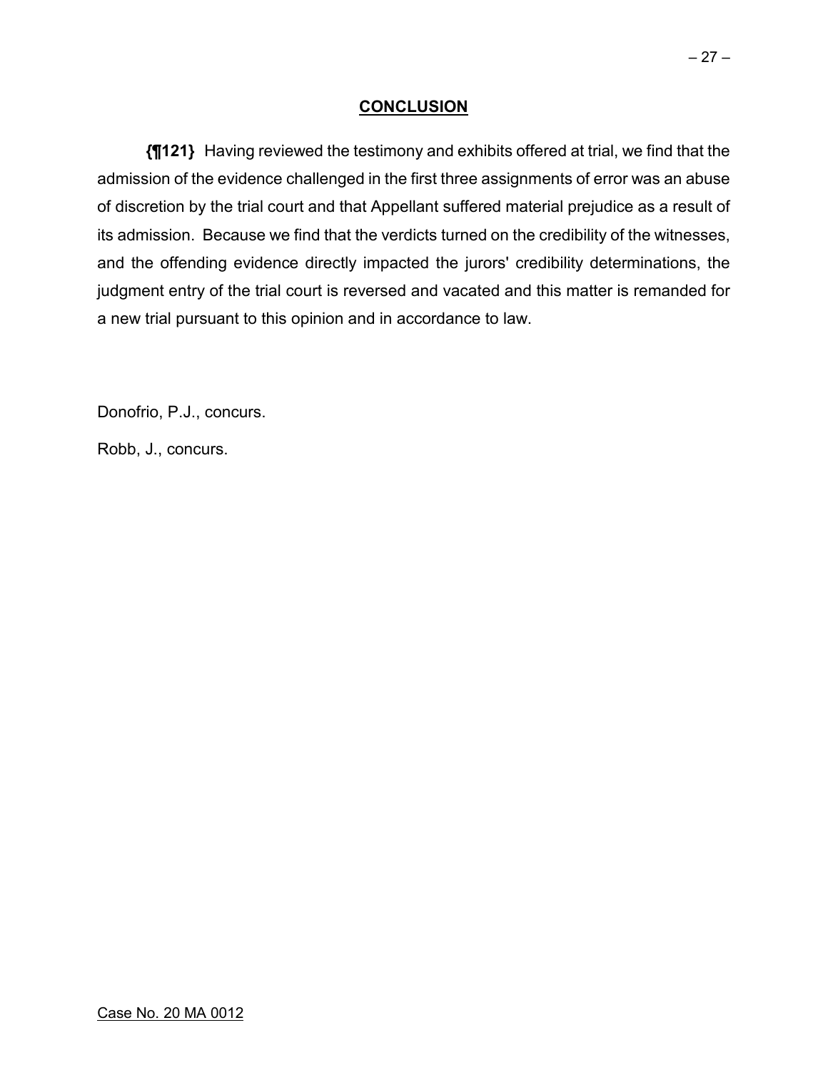## CONCLUSION

**{¶121}** Having reviewed the testimony and exhibits offered at trial, we find that the admission of the evidence challenged in the first three assignments of error was an abuse of discretion by the trial court and that Appellant suffered material prejudice as a result of its admission. Because we find that the verdicts turned on the credibility of the witnesses, and the offending evidence directly impacted the jurors' credibility determinations, the judgment entry of the trial court is reversed and vacated and this matter is remanded for a new trial pursuant to this opinion and in accordance to law.

Donofrio, P.J., concurs.

Robb, J., concurs.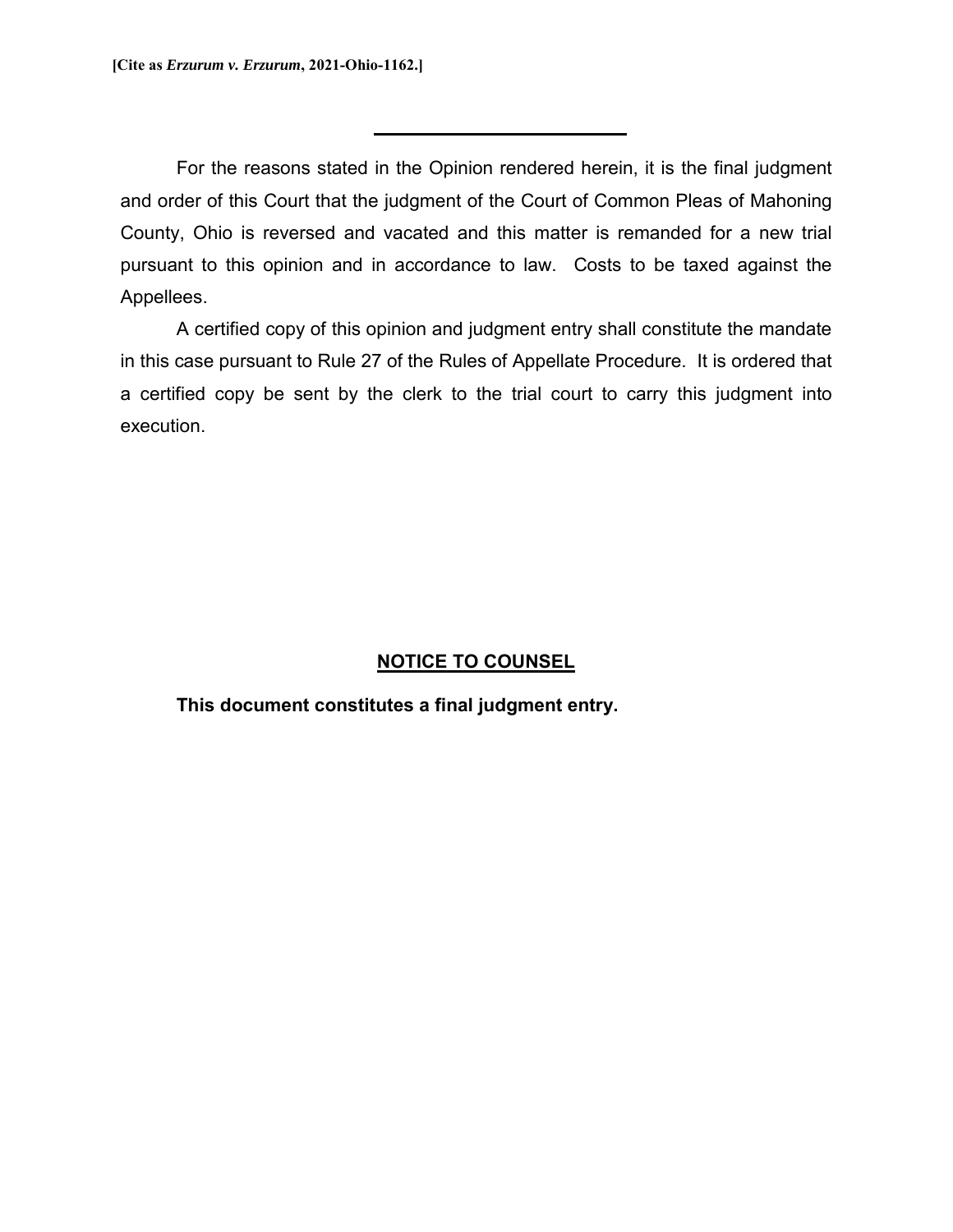For the reasons stated in the Opinion rendered herein, it is the final judgment and order of this Court that the judgment of the Court of Common Pleas of Mahoning County, Ohio is reversed and vacated and this matter is remanded for a new trial pursuant to this opinion and in accordance to law. Costs to be taxed against the Appellees.

A certified copy of this opinion and judgment entry shall constitute the mandate in this case pursuant to Rule 27 of the Rules of Appellate Procedure. It is ordered that a certified copy be sent by the clerk to the trial court to carry this judgment into execution.

## NOTICE TO COUNSEL

**This document constitutes a final judgment entry.**